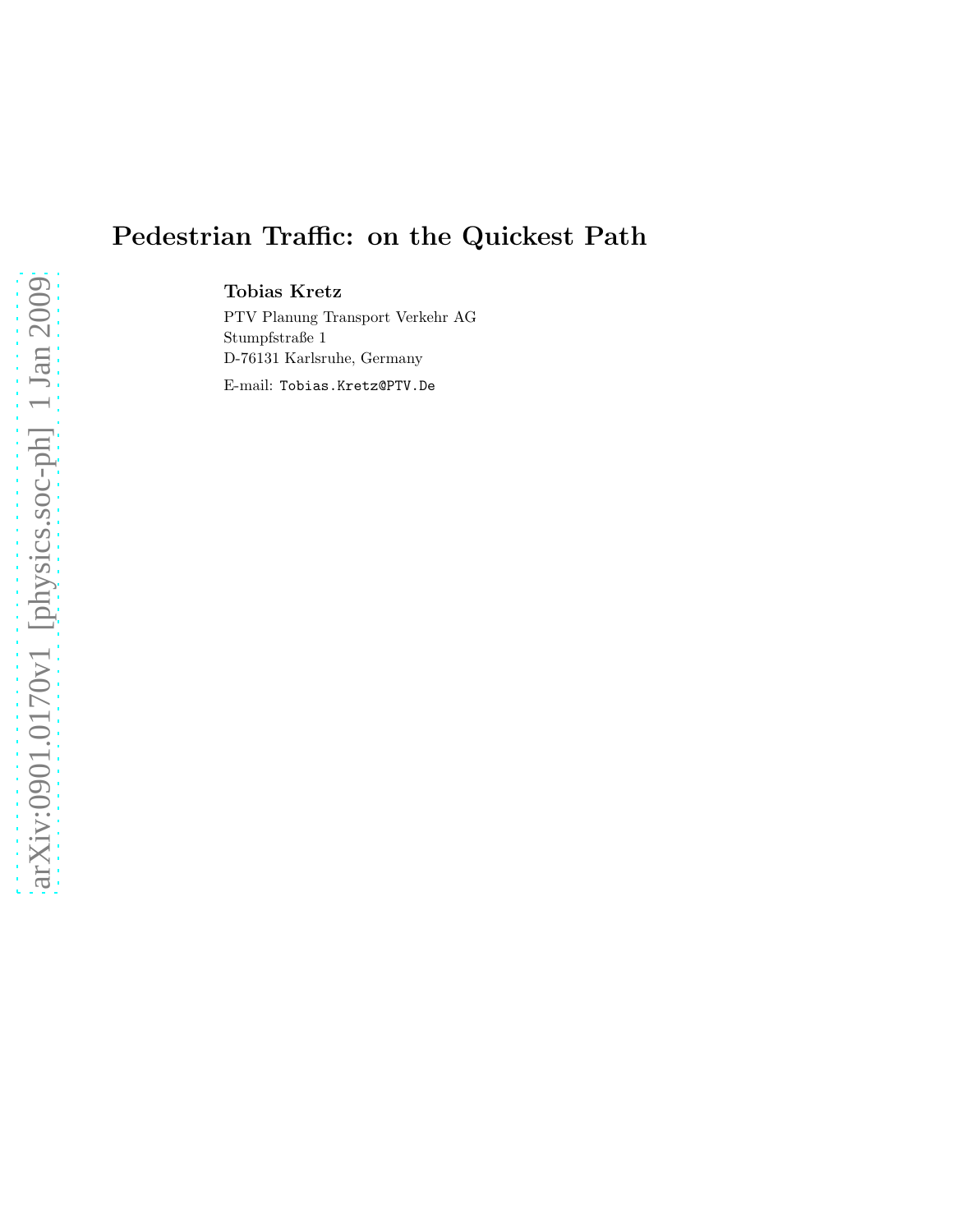# Pedestrian Traffic: on the Quickest Path

**Tobias Kretz**

PTV Planung Transport Verkehr AG
Stumpfstraße 1
D-76131 Karlsruhe, Germany

E-mail: `Tobias.Kretz@PTV.De`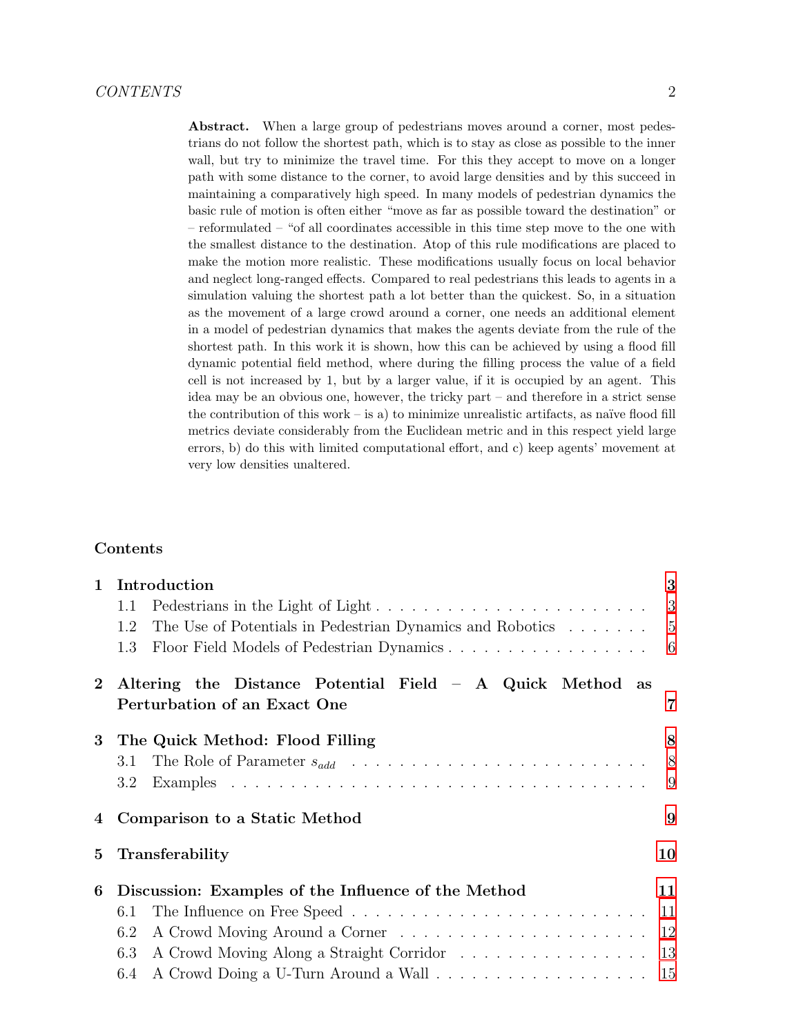**Abstract.** When a large group of pedestrians moves around a corner, most pedestrians do not follow the shortest path, which is to stay as close as possible to the inner wall, but try to minimize the travel time. For this they accept to move on a longer path with some distance to the corner, to avoid large densities and by this succeed in maintaining a comparatively high speed. In many models of pedestrian dynamics the basic rule of motion is often either "move as far as possible toward the destination" or – reformulated – "of all coordinates accessible in this time step move to the one with the smallest distance to the destination. Atop of this rule modifications are placed to make the motion more realistic. These modifications usually focus on local behavior and neglect long-ranged effects. Compared to real pedestrians this leads to agents in a simulation valuing the shortest path a lot better than the quickest. So, in a situation as the movement of a large crowd around a corner, one needs an additional element in a model of pedestrian dynamics that makes the agents deviate from the rule of the shortest path. In this work it is shown, how this can be achieved by using a flood fill dynamic potential field method, where during the filling process the value of a field cell is not increased by 1, but by a larger value, if it is occupied by an agent. This idea may be an obvious one, however, the tricky part – and therefore in a strict sense the contribution of this work – is a) to minimize unrealistic artifacts, as naïve flood fill metrics deviate considerably from the Euclidean metric and in this respect yield large errors, b) do this with limited computational effort, and c) keep agents' movement at very low densities unaltered.

## Contents

**1 Introduction** 3
- 1.1 Pedestrians in the Light of Light 3
- 1.2 The Use of Potentials in Pedestrian Dynamics and Robotics 5
- 1.3 Floor Field Models of Pedestrian Dynamics 6

**2 Altering the Distance Potential Field – A Quick Method as Perturbation of an Exact One** 7

**3 The Quick Method: Flood Filling** 8
- 3.1 The Role of Parameter $s_{add}$ 8
- 3.2 Examples 9

**4 Comparison to a Static Method** 9

**5 Transferability** 10

**6 Discussion: Examples of the Influence of the Method** 11
- 6.1 The Influence on Free Speed 11
- 6.2 A Crowd Moving Around a Corner 12
- 6.3 A Crowd Moving Along a Straight Corridor 13
- 6.4 A Crowd Doing a U-Turn Around a Wall 15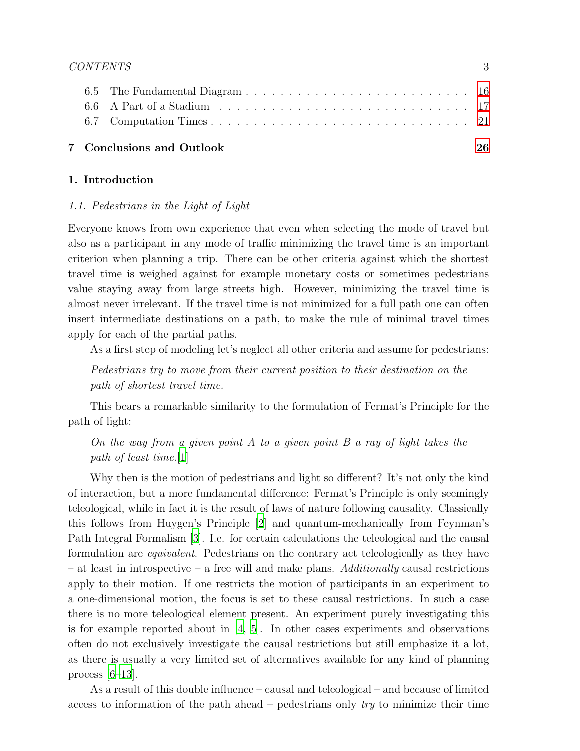6.5 The Fundamental Diagram . . . . . . . . . . . . . . . . . . . . . . . . . 16
6.6 A Part of a Stadium . . . . . . . . . . . . . . . . . . . . . . . . . . . 17
6.7 Computation Times . . . . . . . . . . . . . . . . . . . . . . . . . . . 21

**7 Conclusions and Outlook** **26**

## 1. Introduction

### *1.1. Pedestrians in the Light of Light*

Everyone knows from own experience that even when selecting the mode of travel but also as a participant in any mode of traffic minimizing the travel time is an important criterion when planning a trip. There can be other criteria against which the shortest travel time is weighed against for example monetary costs or sometimes pedestrians value staying away from large streets high. However, minimizing the travel time is almost never irrelevant. If the travel time is not minimized for a full path one can often insert intermediate destinations on a path, to make the rule of minimal travel times apply for each of the partial paths.

As a first step of modeling let's neglect all other criteria and assume for pedestrians:

> *Pedestrians try to move from their current position to their destination on the path of shortest travel time.*

This bears a remarkable similarity to the formulation of Fermat's Principle for the path of light:

> *On the way from a given point A to a given point B a ray of light takes the path of least time.*[1]

Why then is the motion of pedestrians and light so different? It's not only the kind of interaction, but a more fundamental difference: Fermat's Principle is only seemingly teleological, while in fact it is the result of laws of nature following causality. Classically this follows from Huygen's Principle [2] and quantum-mechanically from Feynman's Path Integral Formalism [3]. I.e. for certain calculations the teleological and the causal formulation are *equivalent*. Pedestrians on the contrary act teleologically as they have – at least in introspective – a free will and make plans. *Additionally* causal restrictions apply to their motion. If one restricts the motion of participants in an experiment to a one-dimensional motion, the focus is set to these causal restrictions. In such a case there is no more teleological element present. An experiment purely investigating this is for example reported about in [4, 5]. In other cases experiments and observations often do not exclusively investigate the causal restrictions but still emphasize it a lot, as there is usually a very limited set of alternatives available for any kind of planning process [6–13].

As a result of this double influence – causal and teleological – and because of limited access to information of the path ahead – pedestrians only *try* to minimize their time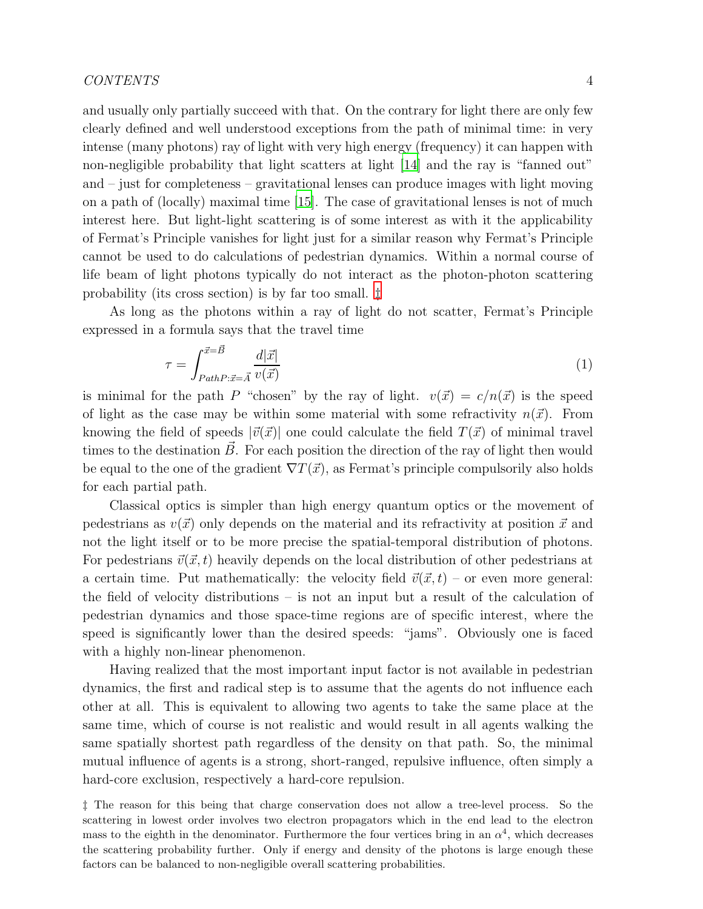and usually only partially succeed with that. On the contrary for light there are only few clearly defined and well understood exceptions from the path of minimal time: in very intense (many photons) ray of light with very high energy (frequency) it can happen with non-negligible probability that light scatters at light [14] and the ray is "fanned out" and – just for completeness – gravitational lenses can produce images with light moving on a path of (locally) maximal time [15]. The case of gravitational lenses is not of much interest here. But light-light scattering is of some interest as with it the applicability of Fermat's Principle vanishes for light just for a similar reason why Fermat's Principle cannot be used to do calculations of pedestrian dynamics. Within a normal course of life beam of light photons typically do not interact as the photon-photon scattering probability (its cross section) is by far too small. ‡

As long as the photons within a ray of light do not scatter, Fermat's Principle expressed in a formula says that the travel time

$$\tau = \int_{Path P: \vec{x}=\vec{A}}^{\vec{x}=\vec{B}} \frac{d|\vec{x}|}{v(\vec{x})} \tag{1}$$

is minimal for the path $P$ "chosen" by the ray of light. $v(\vec{x}) = c/n(\vec{x})$ is the speed of light as the case may be within some material with some refractivity $n(\vec{x})$. From knowing the field of speeds $|\vec{v}(\vec{x})|$ one could calculate the field $T(\vec{x})$ of minimal travel times to the destination $\vec{B}$. For each position the direction of the ray of light then would be equal to the one of the gradient $\nabla T(\vec{x})$, as Fermat's principle compulsorily also holds for each partial path.

Classical optics is simpler than high energy quantum optics or the movement of pedestrians as $v(\vec{x})$ only depends on the material and its refractivity at position $\vec{x}$ and not the light itself or to be more precise the spatial-temporal distribution of photons. For pedestrians $\vec{v}(\vec{x}, t)$ heavily depends on the local distribution of other pedestrians at a certain time. Put mathematically: the velocity field $\vec{v}(\vec{x}, t)$ – or even more general: the field of velocity distributions – is not an input but a result of the calculation of pedestrian dynamics and those space-time regions are of specific interest, where the speed is significantly lower than the desired speeds: "jams". Obviously one is faced with a highly non-linear phenomenon.

Having realized that the most important input factor is not available in pedestrian dynamics, the first and radical step is to assume that the agents do not influence each other at all. This is equivalent to allowing two agents to take the same place at the same time, which of course is not realistic and would result in all agents walking the same spatially shortest path regardless of the density on that path. So, the minimal mutual influence of agents is a strong, short-ranged, repulsive influence, often simply a hard-core exclusion, respectively a hard-core repulsion.

‡ The reason for this being that charge conservation does not allow a tree-level process. So the scattering in lowest order involves two electron propagators which in the end lead to the electron mass to the eighth in the denominator. Furthermore the four vertices bring in an $\alpha^4$, which decreases the scattering probability further. Only if energy and density of the photons is large enough these factors can be balanced to non-negligible overall scattering probabilities.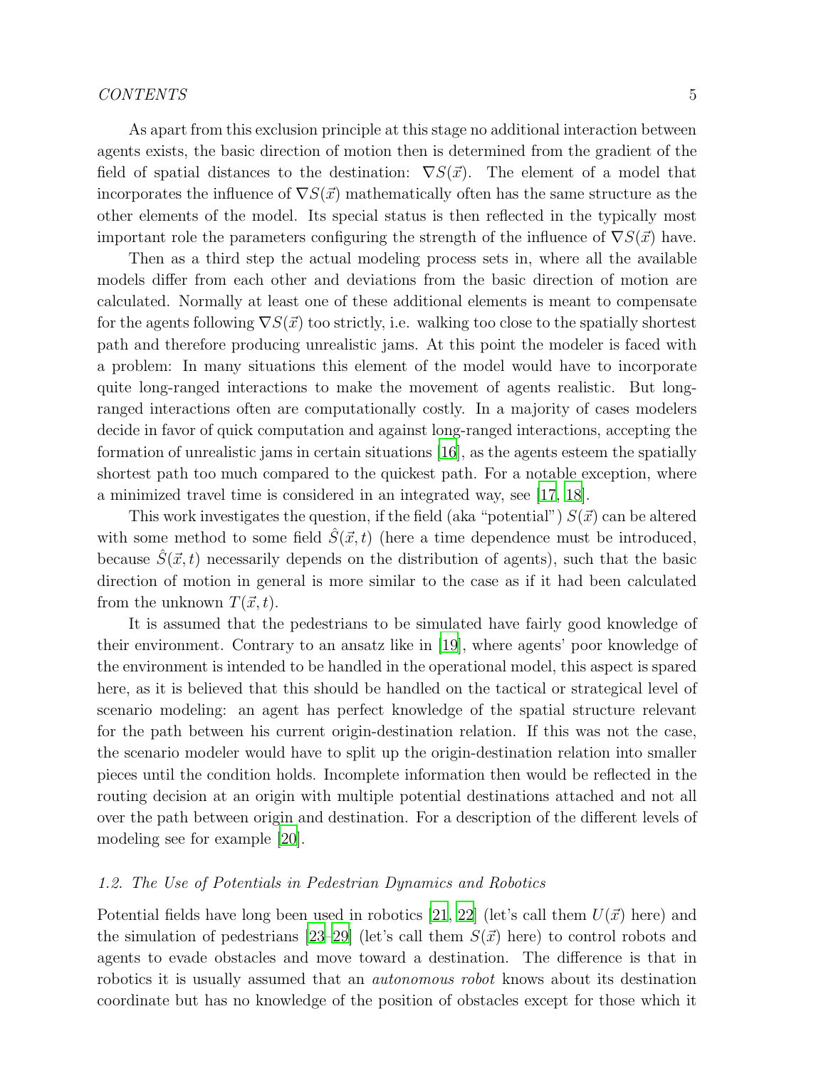As apart from this exclusion principle at this stage no additional interaction between agents exists, the basic direction of motion then is determined from the gradient of the field of spatial distances to the destination: $\nabla S(\vec{x})$. The element of a model that incorporates the influence of $\nabla S(\vec{x})$ mathematically often has the same structure as the other elements of the model. Its special status is then reflected in the typically most important role the parameters configuring the strength of the influence of $\nabla S(\vec{x})$ have.

Then as a third step the actual modeling process sets in, where all the available models differ from each other and deviations from the basic direction of motion are calculated. Normally at least one of these additional elements is meant to compensate for the agents following $\nabla S(\vec{x})$ too strictly, i.e. walking too close to the spatially shortest path and therefore producing unrealistic jams. At this point the modeler is faced with a problem: In many situations this element of the model would have to incorporate quite long-ranged interactions to make the movement of agents realistic. But long-ranged interactions often are computationally costly. In a majority of cases modelers decide in favor of quick computation and against long-ranged interactions, accepting the formation of unrealistic jams in certain situations [16], as the agents esteem the spatially shortest path too much compared to the quickest path. For a notable exception, where a minimized travel time is considered in an integrated way, see [17, 18].

This work investigates the question, if the field (aka "potential") $S(\vec{x})$ can be altered with some method to some field $\hat{S}(\vec{x}, t)$ (here a time dependence must be introduced, because $\hat{S}(\vec{x}, t)$ necessarily depends on the distribution of agents), such that the basic direction of motion in general is more similar to the case as if it had been calculated from the unknown $T(\vec{x}, t)$.

It is assumed that the pedestrians to be simulated have fairly good knowledge of their environment. Contrary to an ansatz like in [19], where agents' poor knowledge of the environment is intended to be handled in the operational model, this aspect is spared here, as it is believed that this should be handled on the tactical or strategical level of scenario modeling: an agent has perfect knowledge of the spatial structure relevant for the path between his current origin-destination relation. If this was not the case, the scenario modeler would have to split up the origin-destination relation into smaller pieces until the condition holds. Incomplete information then would be reflected in the routing decision at an origin with multiple potential destinations attached and not all over the path between origin and destination. For a description of the different levels of modeling see for example [20].

### *1.2. The Use of Potentials in Pedestrian Dynamics and Robotics*

Potential fields have long been used in robotics [21, 22] (let's call them $U(\vec{x})$ here) and the simulation of pedestrians [23–29] (let's call them $S(\vec{x})$ here) to control robots and agents to evade obstacles and move toward a destination. The difference is that in robotics it is usually assumed that an *autonomous robot* knows about its destination coordinate but has no knowledge of the position of obstacles except for those which it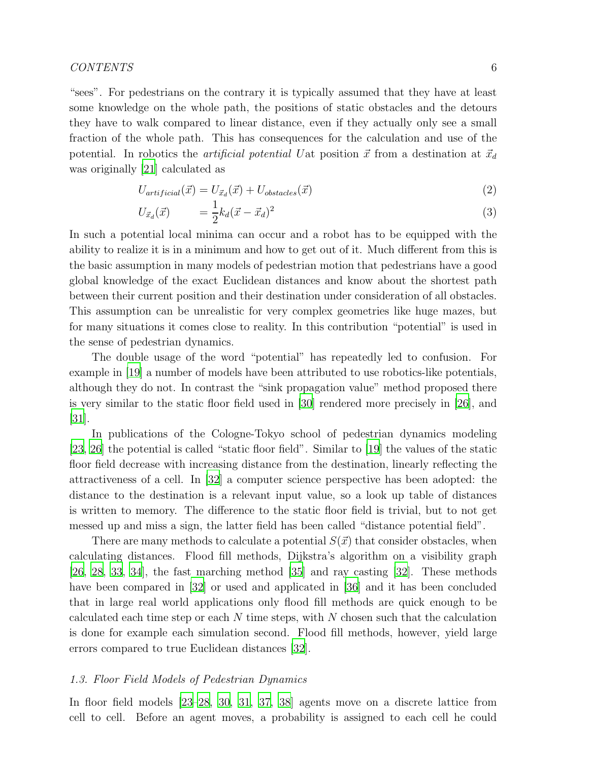"sees". For pedestrians on the contrary it is typically assumed that they have at least some knowledge on the whole path, the positions of static obstacles and the detours they have to walk compared to linear distance, even if they actually only see a small fraction of the whole path. This has consequences for the calculation and use of the potential. In robotics the *artificial potential* $U$at position $\vec{x}$ from a destination at $\vec{x}_d$ was originally [21] calculated as

$$U_{artificial}(\vec{x}) = U_{\vec{x}_d}(\vec{x}) + U_{obstacles}(\vec{x}) \tag{2}$$

$$U_{\vec{x}_d}(\vec{x}) = \frac{1}{2}k_d(\vec{x} - \vec{x}_d)^2 \tag{3}$$

In such a potential local minima can occur and a robot has to be equipped with the ability to realize it is in a minimum and how to get out of it. Much different from this is the basic assumption in many models of pedestrian motion that pedestrians have a good global knowledge of the exact Euclidean distances and know about the shortest path between their current position and their destination under consideration of all obstacles. This assumption can be unrealistic for very complex geometries like huge mazes, but for many situations it comes close to reality. In this contribution "potential" is used in the sense of pedestrian dynamics.

The double usage of the word "potential" has repeatedly led to confusion. For example in [19] a number of models have been attributed to use robotics-like potentials, although they do not. In contrast the "sink propagation value" method proposed there is very similar to the static floor field used in [30] rendered more precisely in [26], and [31].

In publications of the Cologne-Tokyo school of pedestrian dynamics modeling [23, 26] the potential is called "static floor field". Similar to [19] the values of the static floor field decrease with increasing distance from the destination, linearly reflecting the attractiveness of a cell. In [32] a computer science perspective has been adopted: the distance to the destination is a relevant input value, so a look up table of distances is written to memory. The difference to the static floor field is trivial, but to not get messed up and miss a sign, the latter field has been called "distance potential field".

There are many methods to calculate a potential $S(\vec{x})$ that consider obstacles, when calculating distances. Flood fill methods, Dijkstra's algorithm on a visibility graph [26, 28, 33, 34], the fast marching method [35] and ray casting [32]. These methods have been compared in [32] or used and applicated in [36] and it has been concluded that in large real world applications only flood fill methods are quick enough to be calculated each time step or each $N$ time steps, with $N$ chosen such that the calculation is done for example each simulation second. Flood fill methods, however, yield large errors compared to true Euclidean distances [32].

### 1.3. Floor Field Models of Pedestrian Dynamics

In floor field models [23–28, 30, 31, 37, 38] agents move on a discrete lattice from cell to cell. Before an agent moves, a probability is assigned to each cell he could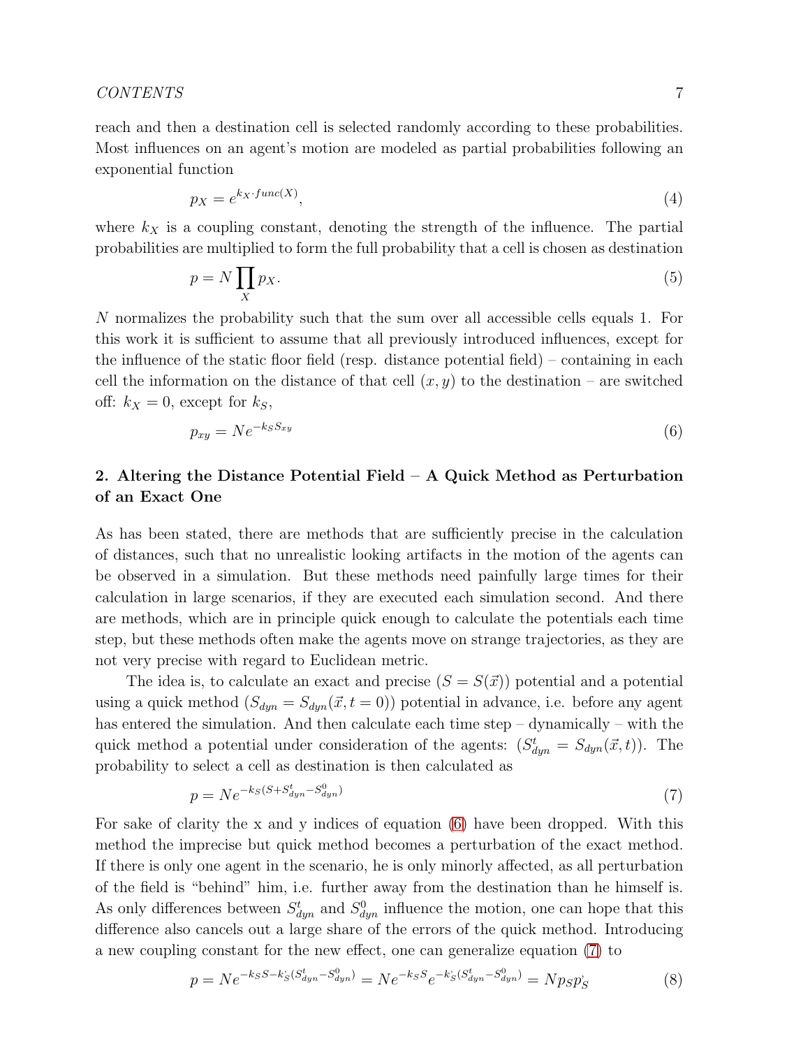reach and then a destination cell is selected randomly according to these probabilities. Most influences on an agent's motion are modeled as partial probabilities following an exponential function

$$p_X = e^{k_X \cdot func(X)}, \tag{4}$$

where $k_X$ is a coupling constant, denoting the strength of the influence. The partial probabilities are multiplied to form the full probability that a cell is chosen as destination

$$p = N \prod_X p_X. \tag{5}$$

$N$ normalizes the probability such that the sum over all accessible cells equals 1. For this work it is sufficient to assume that all previously introduced influences, except for the influence of the static floor field (resp. distance potential field) – containing in each cell the information on the distance of that cell $(x, y)$ to the destination – are switched off: $k_X = 0$, except for $k_S$,

$$p_{xy} = N e^{-k_S S_{xy}} \tag{6}$$

## 2. Altering the Distance Potential Field – A Quick Method as Perturbation of an Exact One

As has been stated, there are methods that are sufficiently precise in the calculation of distances, such that no unrealistic looking artifacts in the motion of the agents can be observed in a simulation. But these methods need painfully large times for their calculation in large scenarios, if they are executed each simulation second. And there are methods, which are in principle quick enough to calculate the potentials each time step, but these methods often make the agents move on strange trajectories, as they are not very precise with regard to Euclidean metric.

The idea is, to calculate an exact and precise ($S = S(\vec{x})$) potential and a potential using a quick method ($S_{dyn} = S_{dyn}(\vec{x}, t = 0)$) potential in advance, i.e. before any agent has entered the simulation. And then calculate each time step – dynamically – with the quick method a potential under consideration of the agents: ($S^t_{dyn} = S_{dyn}(\vec{x}, t)$). The probability to select a cell as destination is then calculated as

$$p = N e^{-k_S (S + S^t_{dyn} - S^0_{dyn})} \tag{7}$$

For sake of clarity the x and y indices of equation (6) have been dropped. With this method the imprecise but quick method becomes a perturbation of the exact method. If there is only one agent in the scenario, he is only minorly affected, as all perturbation of the field is "behind" him, i.e. further away from the destination than he himself is. As only differences between $S^t_{dyn}$ and $S^0_{dyn}$ influence the motion, one can hope that this difference also cancels out a large share of the errors of the quick method. Introducing a new coupling constant for the new effect, one can generalize equation (7) to

$$p = N e^{-k_S S - k_S^{`} (S^t_{dyn} - S^0_{dyn})} = N e^{-k_S S} e^{-k_S^{`} (S^t_{dyn} - S^0_{dyn})} = N p_S p_S^{`} \tag{8}$$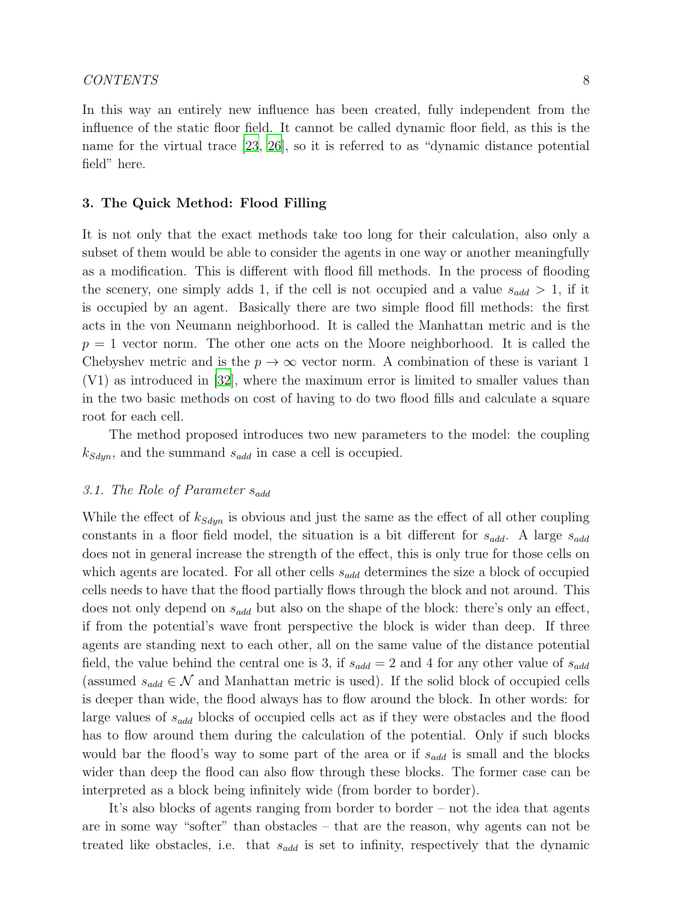In this way an entirely new influence has been created, fully independent from the influence of the static floor field. It cannot be called dynamic floor field, as this is the name for the virtual trace [23, 26], so it is referred to as "dynamic distance potential field" here.

## 3. The Quick Method: Flood Filling

It is not only that the exact methods take too long for their calculation, also only a subset of them would be able to consider the agents in one way or another meaningfully as a modification. This is different with flood fill methods. In the process of flooding the scenery, one simply adds 1, if the cell is not occupied and a value $s_{add} > 1$, if it is occupied by an agent. Basically there are two simple flood fill methods: the first acts in the von Neumann neighborhood. It is called the Manhattan metric and is the $p = 1$ vector norm. The other one acts on the Moore neighborhood. It is called the Chebyshev metric and is the $p \to \infty$ vector norm. A combination of these is variant 1 (V1) as introduced in [32], where the maximum error is limited to smaller values than in the two basic methods on cost of having to do two flood fills and calculate a square root for each cell.

The method proposed introduces two new parameters to the model: the coupling $k_{Sdyn}$, and the summand $s_{add}$ in case a cell is occupied.

### 3.1. The Role of Parameter $s_{add}$

While the effect of $k_{Sdyn}$ is obvious and just the same as the effect of all other coupling constants in a floor field model, the situation is a bit different for $s_{add}$. A large $s_{add}$ does not in general increase the strength of the effect, this is only true for those cells on which agents are located. For all other cells $s_{add}$ determines the size a block of occupied cells needs to have that the flood partially flows through the block and not around. This does not only depend on $s_{add}$ but also on the shape of the block: there's only an effect, if from the potential's wave front perspective the block is wider than deep. If three agents are standing next to each other, all on the same value of the distance potential field, the value behind the central one is 3, if $s_{add} = 2$ and 4 for any other value of $s_{add}$ (assumed $s_{add} \in \mathcal{N}$ and Manhattan metric is used). If the solid block of occupied cells is deeper than wide, the flood always has to flow around the block. In other words: for large values of $s_{add}$ blocks of occupied cells act as if they were obstacles and the flood has to flow around them during the calculation of the potential. Only if such blocks would bar the flood's way to some part of the area or if $s_{add}$ is small and the blocks wider than deep the flood can also flow through these blocks. The former case can be interpreted as a block being infinitely wide (from border to border).

It's also blocks of agents ranging from border to border – not the idea that agents are in some way "softer" than obstacles – that are the reason, why agents can not be treated like obstacles, i.e. that $s_{add}$ is set to infinity, respectively that the dynamic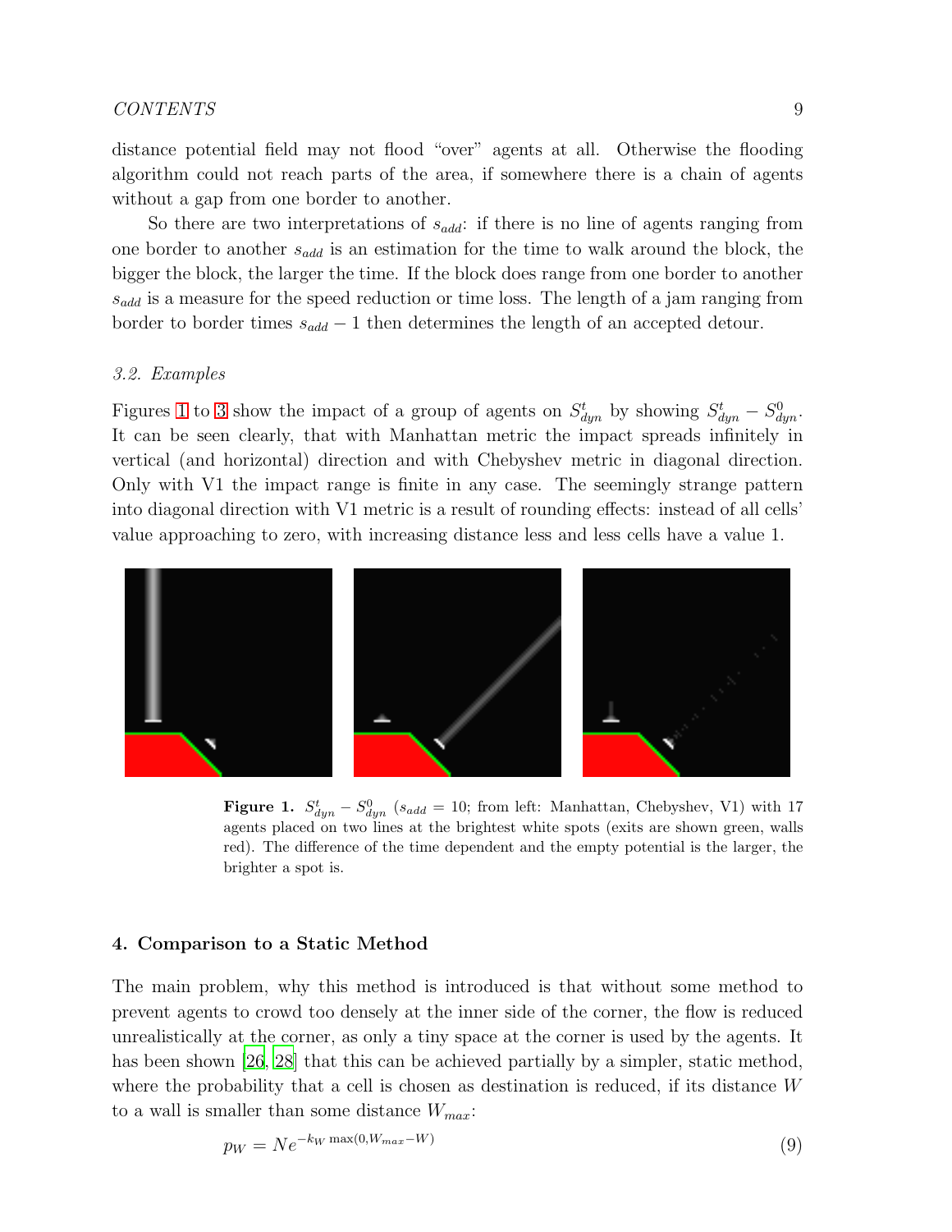distance potential field may not flood "over" agents at all. Otherwise the flooding algorithm could not reach parts of the area, if somewhere there is a chain of agents without a gap from one border to another.

So there are two interpretations of $s_{add}$: if there is no line of agents ranging from one border to another $s_{add}$ is an estimation for the time to walk around the block, the bigger the block, the larger the time. If the block does range from one border to another $s_{add}$ is a measure for the speed reduction or time loss. The length of a jam ranging from border to border times $s_{add} - 1$ then determines the length of an accepted detour.

### *3.2. Examples*

Figures 1 to 3 show the impact of a group of agents on $S^t_{dyn}$ by showing $S^t_{dyn} - S^0_{dyn}$. It can be seen clearly, that with Manhattan metric the impact spreads infinitely in vertical (and horizontal) direction and with Chebyshev metric in diagonal direction. Only with V1 the impact range is finite in any case. The seemingly strange pattern into diagonal direction with V1 metric is a result of rounding effects: instead of all cells' value approaching to zero, with increasing distance less and less cells have a value 1.

**Figure 1.** $S^t_{dyn} - S^0_{dyn}$ ($s_{add} = 10$; from left: Manhattan, Chebyshev, V1) with 17 agents placed on two lines at the brightest white spots (exits are shown green, walls red). The difference of the time dependent and the empty potential is the larger, the brighter a spot is.

## 4. Comparison to a Static Method

The main problem, why this method is introduced is that without some method to prevent agents to crowd too densely at the inner side of the corner, the flow is reduced unrealistically at the corner, as only a tiny space at the corner is used by the agents. It has been shown [26, 28] that this can be achieved partially by a simpler, static method, where the probability that a cell is chosen as destination is reduced, if its distance $W$ to a wall is smaller than some distance $W_{max}$:

$$p_W = Ne^{-k_W \max(0, W_{max} - W)} \tag{9}$$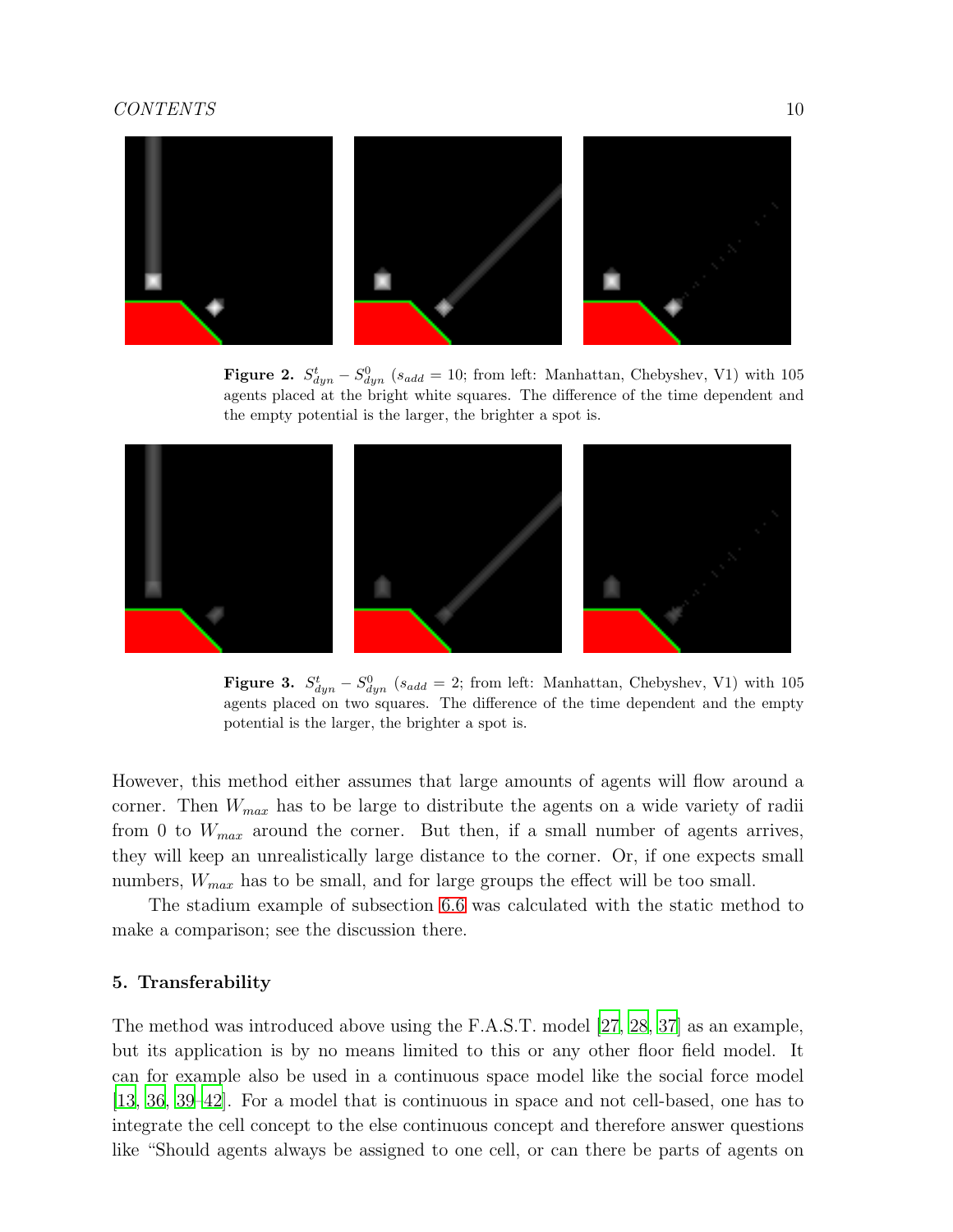**Figure 2.** $S^t_{dyn} - S^0_{dyn}$ ($s_{add} = 10$; from left: Manhattan, Chebyshev, V1) with 105 agents placed at the bright white squares. The difference of the time dependent and the empty potential is the larger, the brighter a spot is.

**Figure 3.** $S^t_{dyn} - S^0_{dyn}$ ($s_{add} = 2$; from left: Manhattan, Chebyshev, V1) with 105 agents placed on two squares. The difference of the time dependent and the empty potential is the larger, the brighter a spot is.

However, this method either assumes that large amounts of agents will flow around a corner. Then $W_{max}$ has to be large to distribute the agents on a wide variety of radii from 0 to $W_{max}$ around the corner. But then, if a small number of agents arrives, they will keep an unrealistically large distance to the corner. Or, if one expects small numbers, $W_{max}$ has to be small, and for large groups the effect will be too small.

The stadium example of subsection 6.6 was calculated with the static method to make a comparison; see the discussion there.

## 5. Transferability

The method was introduced above using the F.A.S.T. model [27, 28, 37] as an example, but its application is by no means limited to this or any other floor field model. It can for example also be used in a continuous space model like the social force model [13, 36, 39–42]. For a model that is continuous in space and not cell-based, one has to integrate the cell concept to the else continuous concept and therefore answer questions like "Should agents always be assigned to one cell, or can there be parts of agents on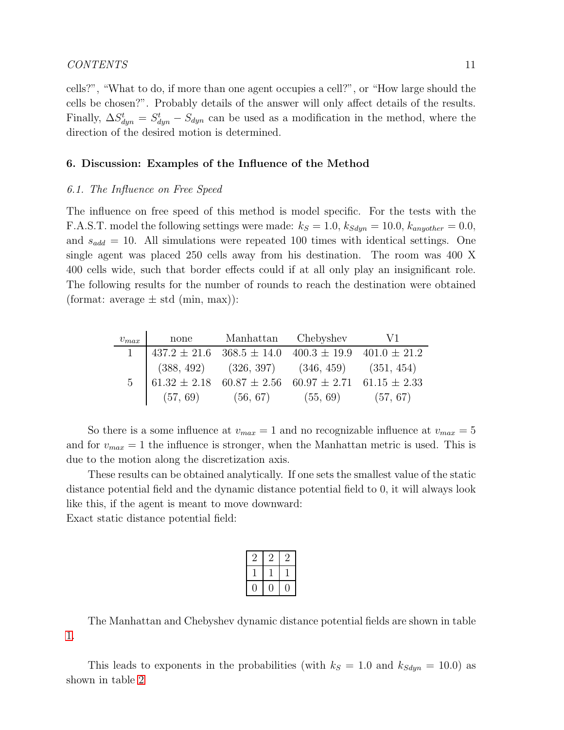cells?", "What to do, if more than one agent occupies a cell?", or "How large should the cells be chosen?". Probably details of the answer will only affect details of the results. Finally, $\Delta S^t_{dyn} = S^t_{dyn} - S_{dyn}$ can be used as a modification in the method, where the direction of the desired motion is determined.

## 6. Discussion: Examples of the Influence of the Method

### 6.1. The Influence on Free Speed

The influence on free speed of this method is model specific. For the tests with the F.A.S.T. model the following settings were made: $k_S = 1.0$, $k_{Sdyn} = 10.0$, $k_{anyother} = 0.0$, and $s_{add} = 10$. All simulations were repeated 100 times with identical settings. One single agent was placed 250 cells away from his destination. The room was 400 X 400 cells wide, such that border effects could if at all only play an insignificant role. The following results for the number of rounds to reach the destination were obtained (format: average ± std (min, max)):

| $v_{max}$ | none | Manhattan | Chebyshev | V1 |
|---|---|---|---|---|
| 1 | 437.2 ± 21.6 | 368.5 ± 14.0 | 400.3 ± 19.9 | 401.0 ± 21.2 |
| | (388, 492) | (326, 397) | (346, 459) | (351, 454) |
| 5 | 61.32 ± 2.18 | 60.87 ± 2.56 | 60.97 ± 2.71 | 61.15 ± 2.33 |
| | (57, 69) | (56, 67) | (55, 69) | (57, 67) |

So there is a some influence at $v_{max} = 1$ and no recognizable influence at $v_{max} = 5$ and for $v_{max} = 1$ the influence is stronger, when the Manhattan metric is used. This is due to the motion along the discretization axis.

These results can be obtained analytically. If one sets the smallest value of the static distance potential field and the dynamic distance potential field to 0, it will always look like this, if the agent is meant to move downward:

Exact static distance potential field:

| | | |
|---|---|---|
| 2 | 2 | 2 |
| 1 | 1 | 1 |
| 0 | 0 | 0 |

The Manhattan and Chebyshev dynamic distance potential fields are shown in table 1.

This leads to exponents in the probabilities (with $k_S = 1.0$ and $k_{Sdyn} = 10.0$) as shown in table 2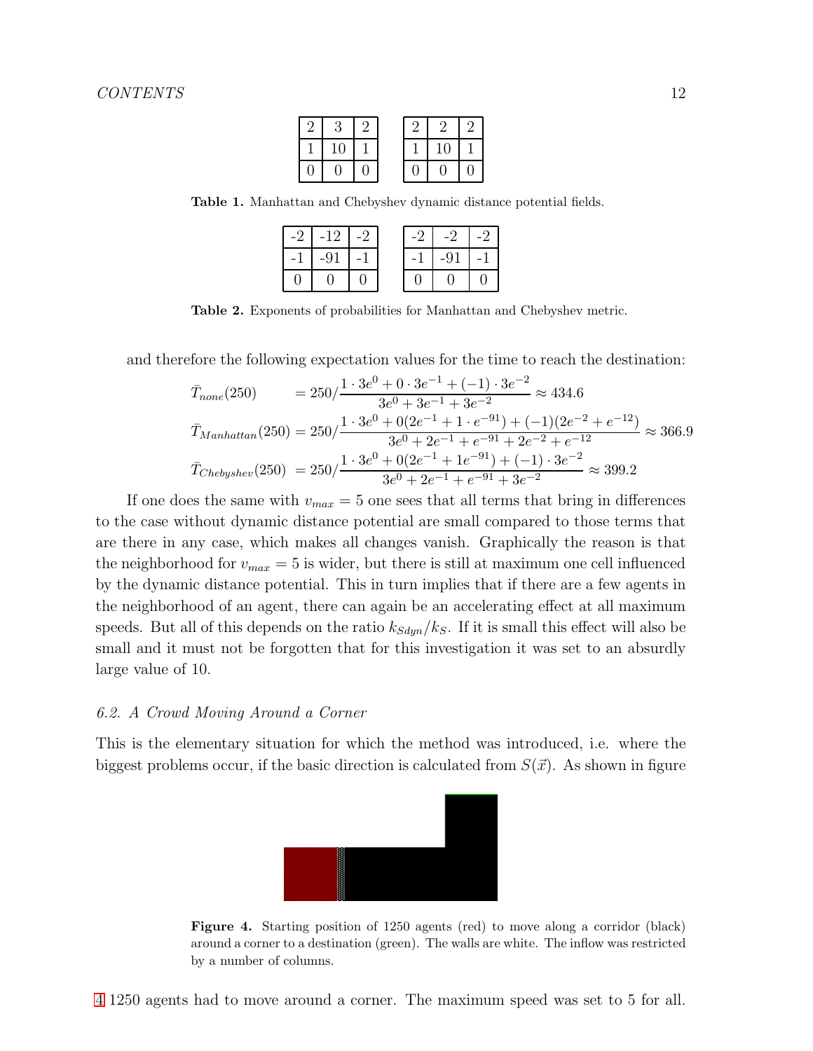| 2 | 3 | 2 |
|---|---|---|
| 1 | 10 | 1 |
| 0 | 0 | 0 |

| 2 | 2 | 2 |
|---|---|---|
| 1 | 10 | 1 |
| 0 | 0 | 0 |

**Table 1.** Manhattan and Chebyshev dynamic distance potential fields.

| -2 | -12 | -2 |
|---|---|---|
| -1 | -91 | -1 |
| 0 | 0 | 0 |

| -2 | -2 | -2 |
|---|---|---|
| -1 | -91 | -1 |
| 0 | 0 | 0 |

**Table 2.** Exponents of probabilities for Manhattan and Chebyshev metric.

and therefore the following expectation values for the time to reach the destination:

$$\bar{T}_{none}(250) = 250 / \frac{1 \cdot 3e^0 + 0 \cdot 3e^{-1} + (-1) \cdot 3e^{-2}}{3e^0 + 3e^{-1} + 3e^{-2}} \approx 434.6$$

$$\bar{T}_{Manhattan}(250) = 250 / \frac{1 \cdot 3e^0 + 0(2e^{-1} + 1 \cdot e^{-91}) + (-1)(2e^{-2} + e^{-12})}{3e^0 + 2e^{-1} + e^{-91} + 2e^{-2} + e^{-12}} \approx 366.9$$

$$\bar{T}_{Chebyshev}(250) = 250 / \frac{1 \cdot 3e^0 + 0(2e^{-1} + 1e^{-91}) + (-1) \cdot 3e^{-2}}{3e^0 + 2e^{-1} + e^{-91} + 3e^{-2}} \approx 399.2$$

If one does the same with $v_{max} = 5$ one sees that all terms that bring in differences to the case without dynamic distance potential are small compared to those terms that are there in any case, which makes all changes vanish. Graphically the reason is that the neighborhood for $v_{max} = 5$ is wider, but there is still at maximum one cell influenced by the dynamic distance potential. This in turn implies that if there are a few agents in the neighborhood of an agent, there can again be an accelerating effect at all maximum speeds. But all of this depends on the ratio $k_{Sdyn}/k_S$. If it is small this effect will also be small and it must not be forgotten that for this investigation it was set to an absurdly large value of 10.

### *6.2. A Crowd Moving Around a Corner*

This is the elementary situation for which the method was introduced, i.e. where the biggest problems occur, if the basic direction is calculated from $S(\vec{x})$. As shown in figure

**Figure 4.** Starting position of 1250 agents (red) to move along a corridor (black) around a corner to a destination (green). The walls are white. The inflow was restricted by a number of columns.

4 1250 agents had to move around a corner. The maximum speed was set to 5 for all.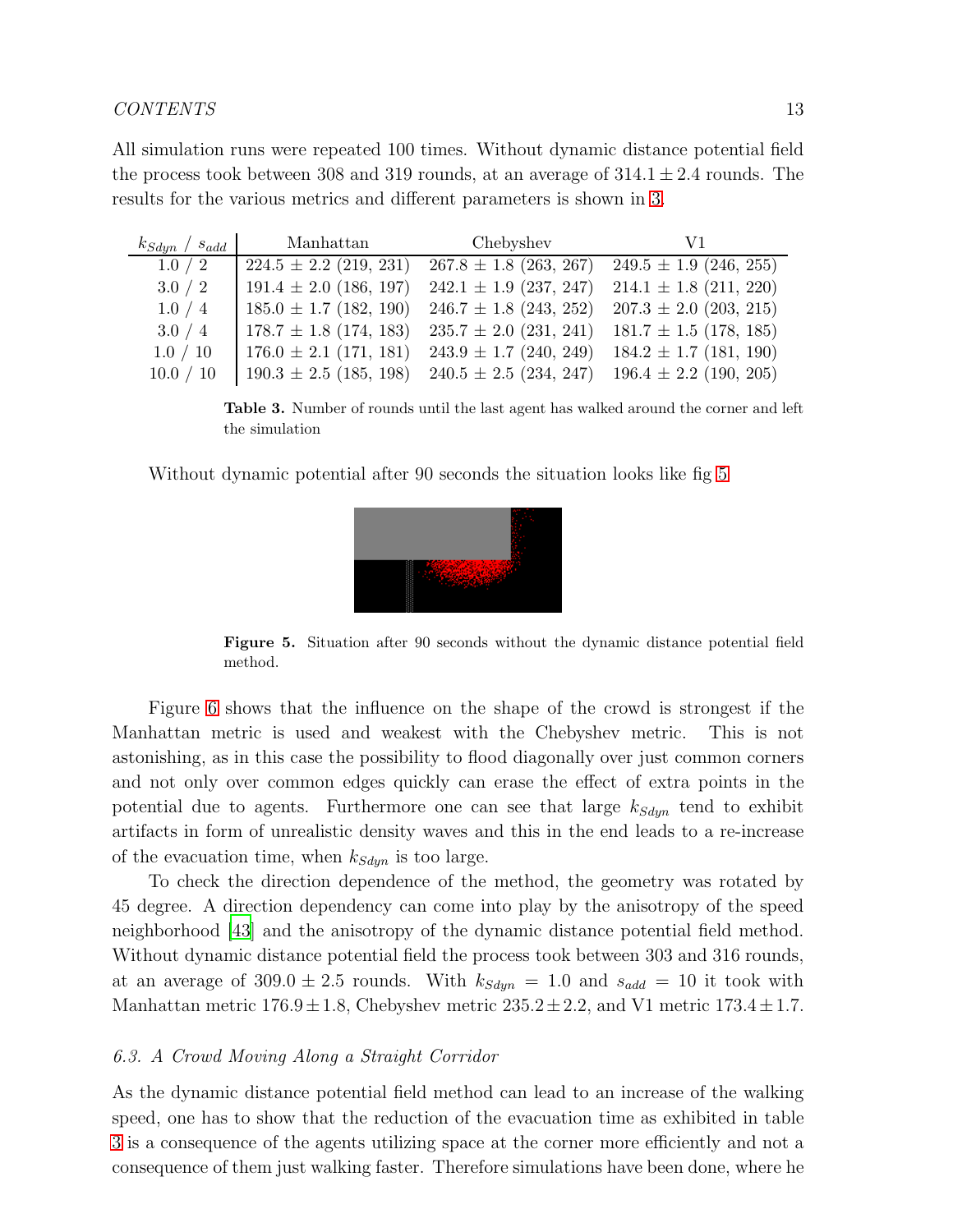All simulation runs were repeated 100 times. Without dynamic distance potential field the process took between 308 and 319 rounds, at an average of $314.1 \pm 2.4$ rounds. The results for the various metrics and different parameters is shown in 3.

| $k_{Sdyn}$ / $s_{add}$ | Manhattan | Chebyshev | V1 |
|---|---|---|---|
| 1.0 / 2 | $224.5 \pm 2.2$ (219, 231) | $267.8 \pm 1.8$ (263, 267) | $249.5 \pm 1.9$ (246, 255) |
| 3.0 / 2 | $191.4 \pm 2.0$ (186, 197) | $242.1 \pm 1.9$ (237, 247) | $214.1 \pm 1.8$ (211, 220) |
| 1.0 / 4 | $185.0 \pm 1.7$ (182, 190) | $246.7 \pm 1.8$ (243, 252) | $207.3 \pm 2.0$ (203, 215) |
| 3.0 / 4 | $178.7 \pm 1.8$ (174, 183) | $235.7 \pm 2.0$ (231, 241) | $181.7 \pm 1.5$ (178, 185) |
| 1.0 / 10 | $176.0 \pm 2.1$ (171, 181) | $243.9 \pm 1.7$ (240, 249) | $184.2 \pm 1.7$ (181, 190) |
| 10.0 / 10 | $190.3 \pm 2.5$ (185, 198) | $240.5 \pm 2.5$ (234, 247) | $196.4 \pm 2.2$ (190, 205) |

**Table 3.** Number of rounds until the last agent has walked around the corner and left the simulation

Without dynamic potential after 90 seconds the situation looks like fig 5

**Figure 5.** Situation after 90 seconds without the dynamic distance potential field method.

Figure 6 shows that the influence on the shape of the crowd is strongest if the Manhattan metric is used and weakest with the Chebyshev metric. This is not astonishing, as in this case the possibility to flood diagonally over just common corners and not only over common edges quickly can erase the effect of extra points in the potential due to agents. Furthermore one can see that large $k_{Sdyn}$ tend to exhibit artifacts in form of unrealistic density waves and this in the end leads to a re-increase of the evacuation time, when $k_{Sdyn}$ is too large.

To check the direction dependence of the method, the geometry was rotated by 45 degree. A direction dependency can come into play by the anisotropy of the speed neighborhood [43] and the anisotropy of the dynamic distance potential field method. Without dynamic distance potential field the process took between 303 and 316 rounds, at an average of $309.0 \pm 2.5$ rounds. With $k_{Sdyn} = 1.0$ and $s_{add} = 10$ it took with Manhattan metric $176.9 \pm 1.8$, Chebyshev metric $235.2 \pm 2.2$, and V1 metric $173.4 \pm 1.7$.

### 6.3. A Crowd Moving Along a Straight Corridor

As the dynamic distance potential field method can lead to an increase of the walking speed, one has to show that the reduction of the evacuation time as exhibited in table 3 is a consequence of the agents utilizing space at the corner more efficiently and not a consequence of them just walking faster. Therefore simulations have been done, where he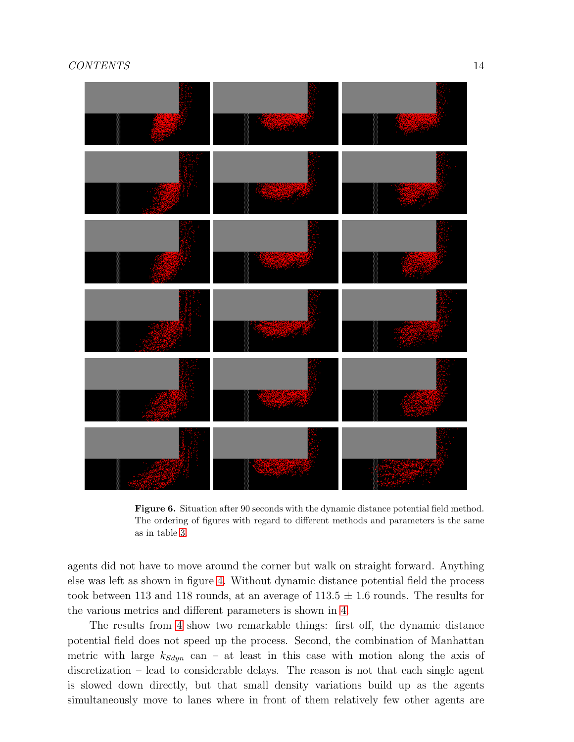**Figure 6.** Situation after 90 seconds with the dynamic distance potential field method. The ordering of figures with regard to different methods and parameters is the same as in table 3.

agents did not have to move around the corner but walk on straight forward. Anything else was left as shown in figure 4. Without dynamic distance potential field the process took between 113 and 118 rounds, at an average of 113.5 ± 1.6 rounds. The results for the various metrics and different parameters is shown in 4.

The results from 4 show two remarkable things: first off, the dynamic distance potential field does not speed up the process. Second, the combination of Manhattan metric with large $k_{Sdyn}$ can – at least in this case with motion along the axis of discretization – lead to considerable delays. The reason is not that each single agent is slowed down directly, but that small density variations build up as the agents simultaneously move to lanes where in front of them relatively few other agents are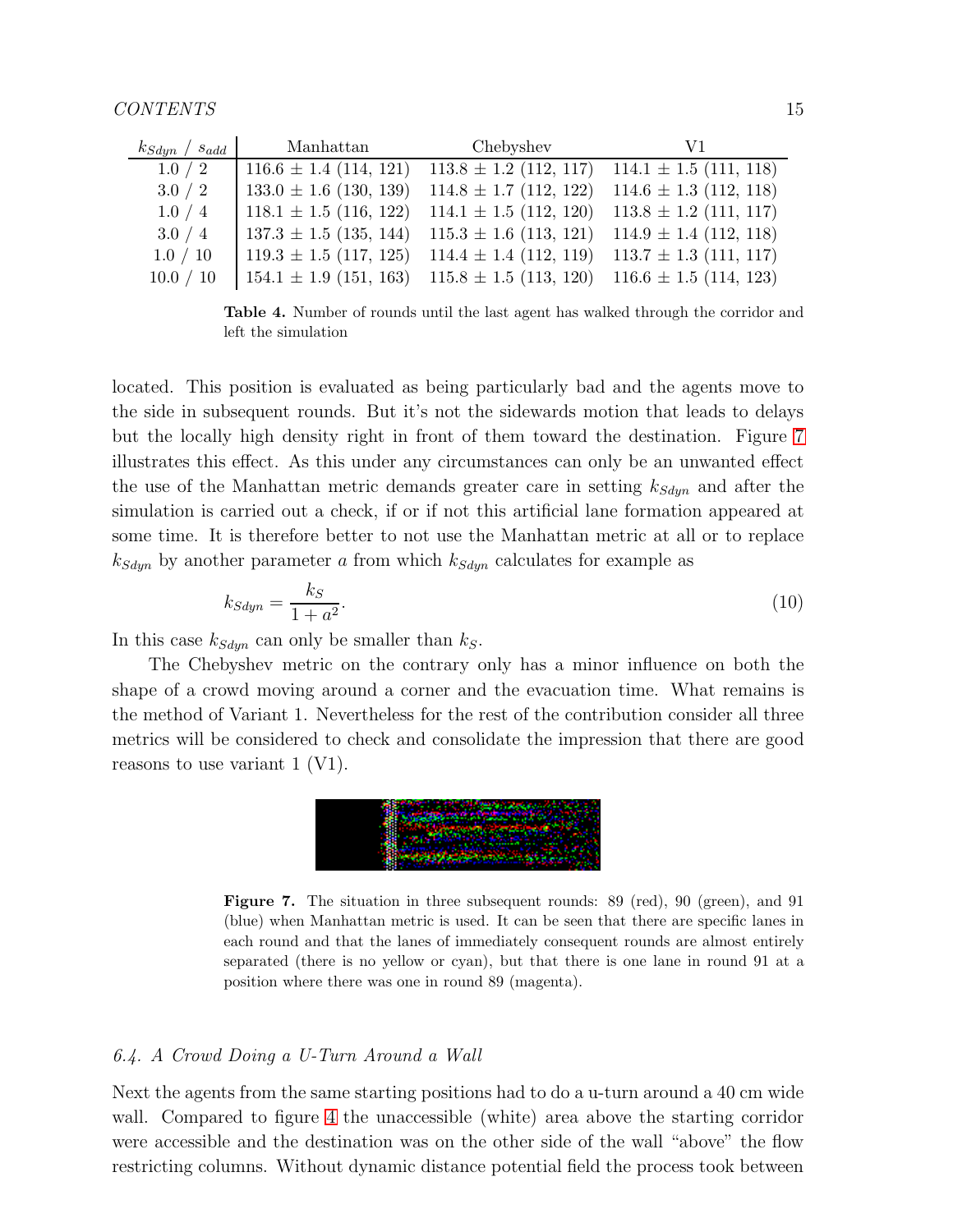| $k_{Sdyn}$ / $s_{add}$ | Manhattan | Chebyshev | V1 |
|---|---|---|---|
| 1.0 / 2 | 116.6 ± 1.4 (114, 121) | 113.8 ± 1.2 (112, 117) | 114.1 ± 1.5 (111, 118) |
| 3.0 / 2 | 133.0 ± 1.6 (130, 139) | 114.8 ± 1.7 (112, 122) | 114.6 ± 1.3 (112, 118) |
| 1.0 / 4 | 118.1 ± 1.5 (116, 122) | 114.1 ± 1.5 (112, 120) | 113.8 ± 1.2 (111, 117) |
| 3.0 / 4 | 137.3 ± 1.5 (135, 144) | 115.3 ± 1.6 (113, 121) | 114.9 ± 1.4 (112, 118) |
| 1.0 / 10 | 119.3 ± 1.5 (117, 125) | 114.4 ± 1.4 (112, 119) | 113.7 ± 1.3 (111, 117) |
| 10.0 / 10 | 154.1 ± 1.9 (151, 163) | 115.8 ± 1.5 (113, 120) | 116.6 ± 1.5 (114, 123) |

**Table 4.** Number of rounds until the last agent has walked through the corridor and left the simulation

located. This position is evaluated as being particularly bad and the agents move to the side in subsequent rounds. But it's not the sidewards motion that leads to delays but the locally high density right in front of them toward the destination. Figure 7 illustrates this effect. As this under any circumstances can only be an unwanted effect the use of the Manhattan metric demands greater care in setting $k_{Sdyn}$ and after the simulation is carried out a check, if or if not this artificial lane formation appeared at some time. It is therefore better to not use the Manhattan metric at all or to replace $k_{Sdyn}$ by another parameter $a$ from which $k_{Sdyn}$ calculates for example as

$$k_{Sdyn} = \frac{k_S}{1 + a^2}. \tag{10}$$

In this case $k_{Sdyn}$ can only be smaller than $k_S$.

The Chebyshev metric on the contrary only has a minor influence on both the shape of a crowd moving around a corner and the evacuation time. What remains is the method of Variant 1. Nevertheless for the rest of the contribution consider all three metrics will be considered to check and consolidate the impression that there are good reasons to use variant 1 (V1).

**Figure 7.** The situation in three subsequent rounds: 89 (red), 90 (green), and 91 (blue) when Manhattan metric is used. It can be seen that there are specific lanes in each round and that the lanes of immediately consequent rounds are almost entirely separated (there is no yellow or cyan), but that there is one lane in round 91 at a position where there was one in round 89 (magenta).

### *6.4. A Crowd Doing a U-Turn Around a Wall*

Next the agents from the same starting positions had to do a u-turn around a 40 cm wide wall. Compared to figure 4 the unaccessible (white) area above the starting corridor were accessible and the destination was on the other side of the wall "above" the flow restricting columns. Without dynamic distance potential field the process took between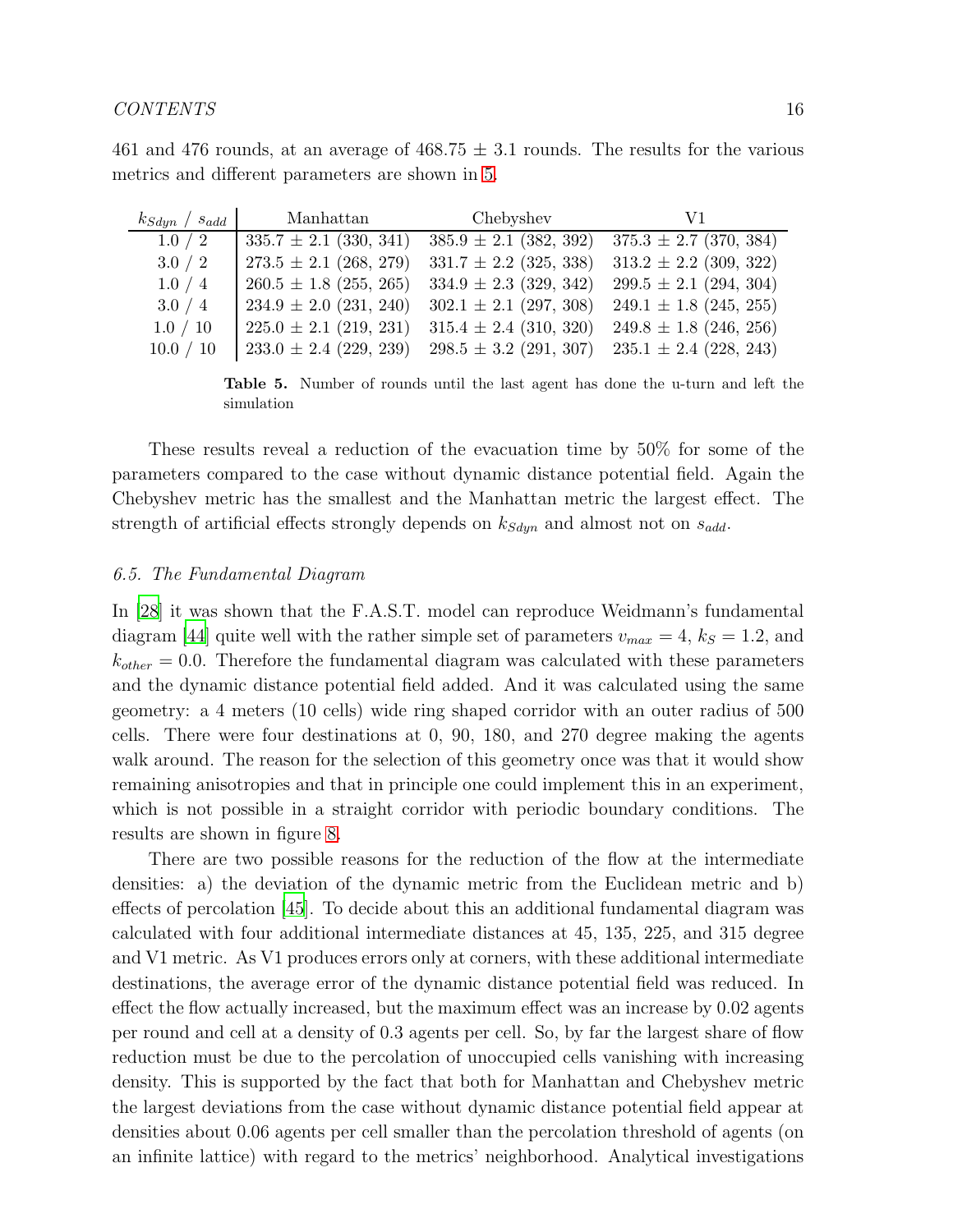461 and 476 rounds, at an average of 468.75 ± 3.1 rounds. The results for the various metrics and different parameters are shown in 5.

| $k_{Sdyn}$ / $s_{add}$ | Manhattan | Chebyshev | V1 |
|---|---|---|---|
| 1.0 / 2 | 335.7 ± 2.1 (330, 341) | 385.9 ± 2.1 (382, 392) | 375.3 ± 2.7 (370, 384) |
| 3.0 / 2 | 273.5 ± 2.1 (268, 279) | 331.7 ± 2.2 (325, 338) | 313.2 ± 2.2 (309, 322) |
| 1.0 / 4 | 260.5 ± 1.8 (255, 265) | 334.9 ± 2.3 (329, 342) | 299.5 ± 2.1 (294, 304) |
| 3.0 / 4 | 234.9 ± 2.0 (231, 240) | 302.1 ± 2.1 (297, 308) | 249.1 ± 1.8 (245, 255) |
| 1.0 / 10 | 225.0 ± 2.1 (219, 231) | 315.4 ± 2.4 (310, 320) | 249.8 ± 1.8 (246, 256) |
| 10.0 / 10 | 233.0 ± 2.4 (229, 239) | 298.5 ± 3.2 (291, 307) | 235.1 ± 2.4 (228, 243) |

**Table 5.** Number of rounds until the last agent has done the u-turn and left the simulation

These results reveal a reduction of the evacuation time by 50% for some of the parameters compared to the case without dynamic distance potential field. Again the Chebyshev metric has the smallest and the Manhattan metric the largest effect. The strength of artificial effects strongly depends on $k_{Sdyn}$ and almost not on $s_{add}$.

### 6.5. The Fundamental Diagram

In [28] it was shown that the F.A.S.T. model can reproduce Weidmann's fundamental diagram [44] quite well with the rather simple set of parameters $v_{max} = 4$, $k_S = 1.2$, and $k_{other} = 0.0$. Therefore the fundamental diagram was calculated with these parameters and the dynamic distance potential field added. And it was calculated using the same geometry: a 4 meters (10 cells) wide ring shaped corridor with an outer radius of 500 cells. There were four destinations at 0, 90, 180, and 270 degree making the agents walk around. The reason for the selection of this geometry once was that it would show remaining anisotropies and that in principle one could implement this in an experiment, which is not possible in a straight corridor with periodic boundary conditions. The results are shown in figure 8.

There are two possible reasons for the reduction of the flow at the intermediate densities: a) the deviation of the dynamic metric from the Euclidean metric and b) effects of percolation [45]. To decide about this an additional fundamental diagram was calculated with four additional intermediate distances at 45, 135, 225, and 315 degree and V1 metric. As V1 produces errors only at corners, with these additional intermediate destinations, the average error of the dynamic distance potential field was reduced. In effect the flow actually increased, but the maximum effect was an increase by 0.02 agents per round and cell at a density of 0.3 agents per cell. So, by far the largest share of flow reduction must be due to the percolation of unoccupied cells vanishing with increasing density. This is supported by the fact that both for Manhattan and Chebyshev metric the largest deviations from the case without dynamic distance potential field appear at densities about 0.06 agents per cell smaller than the percolation threshold of agents (on an infinite lattice) with regard to the metrics' neighborhood. Analytical investigations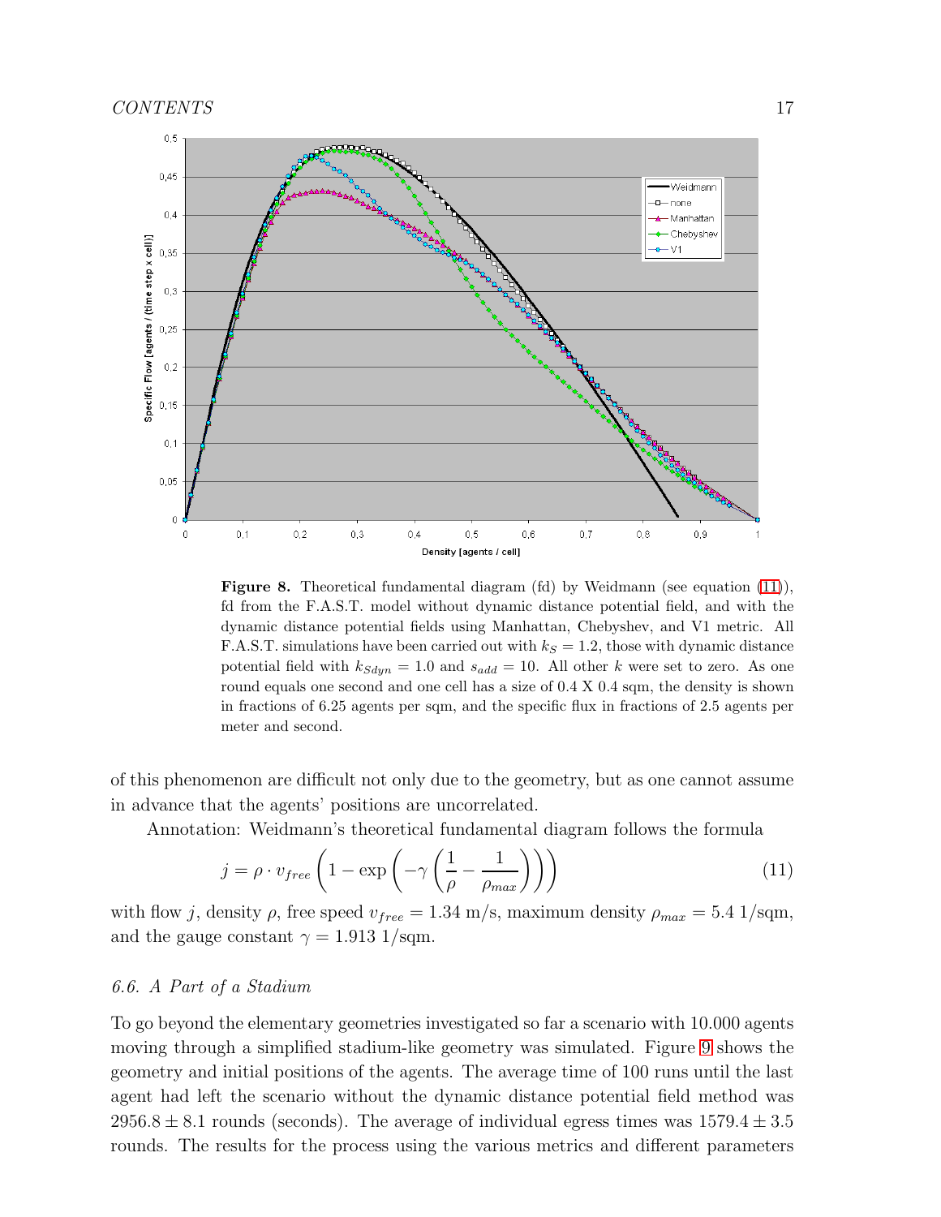**Figure 8.** Theoretical fundamental diagram (fd) by Weidmann (see equation (11)), fd from the F.A.S.T. model without dynamic distance potential field, and with the dynamic distance potential fields using Manhattan, Chebyshev, and V1 metric. All F.A.S.T. simulations have been carried out with $k_S = 1.2$, those with dynamic distance potential field with $k_{Sdyn} = 1.0$ and $s_{add} = 10$. All other $k$ were set to zero. As one round equals one second and one cell has a size of 0.4 X 0.4 sqm, the density is shown in fractions of 6.25 agents per sqm, and the specific flux in fractions of 2.5 agents per meter and second.

of this phenomenon are difficult not only due to the geometry, but as one cannot assume in advance that the agents' positions are uncorrelated.

Annotation: Weidmann's theoretical fundamental diagram follows the formula

$$j = \rho \cdot v_{free} \left(1 - \exp\left(-\gamma \left(\frac{1}{\rho} - \frac{1}{\rho_{max}}\right)\right)\right) \tag{11}$$

with flow $j$, density $\rho$, free speed $v_{free} = 1.34$ m/s, maximum density $\rho_{max} = 5.4$ 1/sqm, and the gauge constant $\gamma = 1.913$ 1/sqm.

### 6.6. A Part of a Stadium

To go beyond the elementary geometries investigated so far a scenario with 10.000 agents moving through a simplified stadium-like geometry was simulated. Figure 9 shows the geometry and initial positions of the agents. The average time of 100 runs until the last agent had left the scenario without the dynamic distance potential field method was $2956.8 \pm 8.1$ rounds (seconds). The average of individual egress times was $1579.4 \pm 3.5$ rounds. The results for the process using the various metrics and different parameters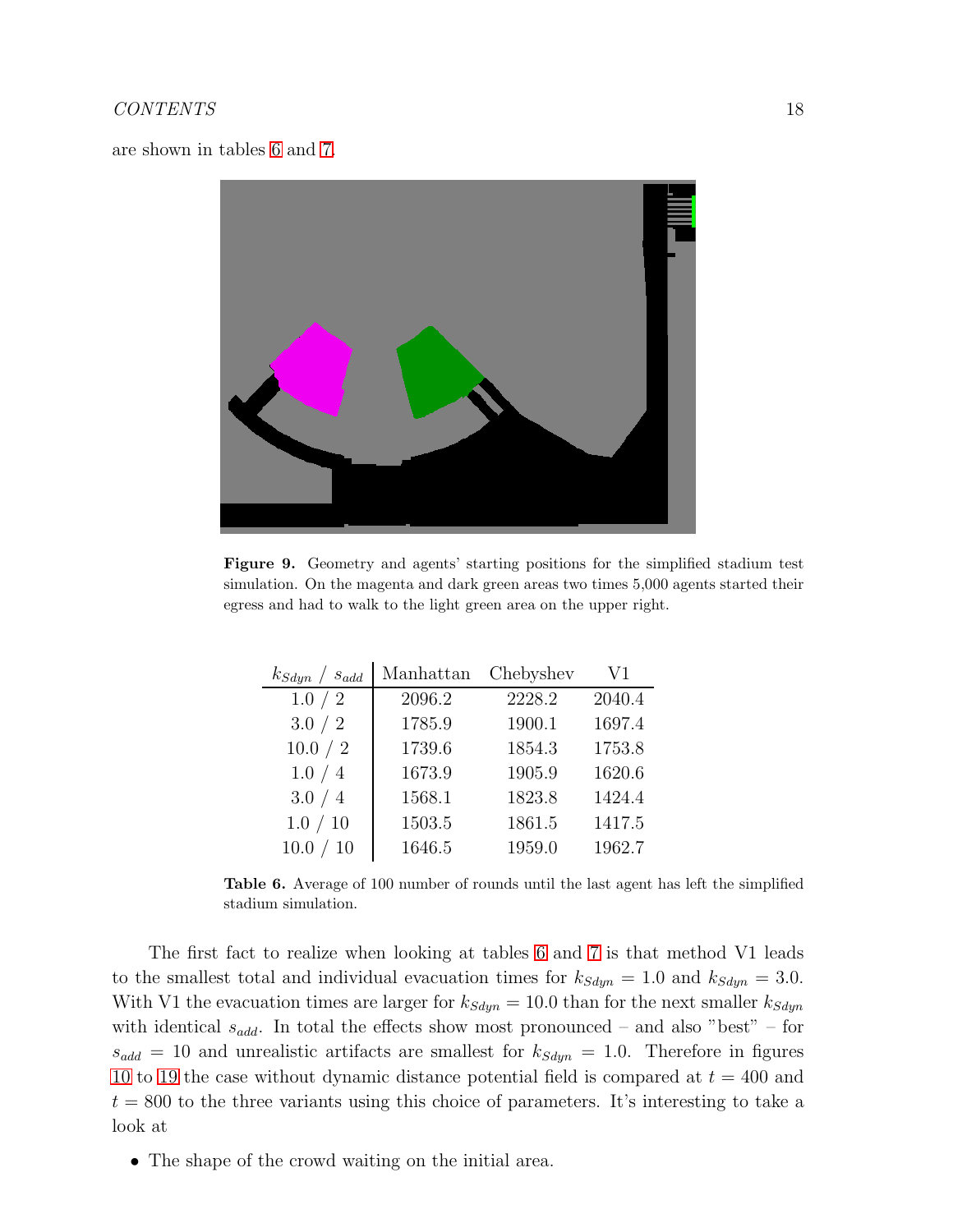are shown in tables 6 and 7.

**Figure 9.** Geometry and agents' starting positions for the simplified stadium test simulation. On the magenta and dark green areas two times 5,000 agents started their egress and had to walk to the light green area on the upper right.

| $k_{Sdyn}$ / $s_{add}$ | Manhattan | Chebyshev | V1 |
|---|---|---|---|
| 1.0 / 2 | 2096.2 | 2228.2 | 2040.4 |
| 3.0 / 2 | 1785.9 | 1900.1 | 1697.4 |
| 10.0 / 2 | 1739.6 | 1854.3 | 1753.8 |
| 1.0 / 4 | 1673.9 | 1905.9 | 1620.6 |
| 3.0 / 4 | 1568.1 | 1823.8 | 1424.4 |
| 1.0 / 10 | 1503.5 | 1861.5 | 1417.5 |
| 10.0 / 10 | 1646.5 | 1959.0 | 1962.7 |

**Table 6.** Average of 100 number of rounds until the last agent has left the simplified stadium simulation.

The first fact to realize when looking at tables 6 and 7 is that method V1 leads to the smallest total and individual evacuation times for $k_{Sdyn} = 1.0$ and $k_{Sdyn} = 3.0$. With V1 the evacuation times are larger for $k_{Sdyn} = 10.0$ than for the next smaller $k_{Sdyn}$ with identical $s_{add}$. In total the effects show most pronounced – and also "best" – for $s_{add} = 10$ and unrealistic artifacts are smallest for $k_{Sdyn} = 1.0$. Therefore in figures 10 to 19 the case without dynamic distance potential field is compared at $t = 400$ and $t = 800$ to the three variants using this choice of parameters. It's interesting to take a look at

- The shape of the crowd waiting on the initial area.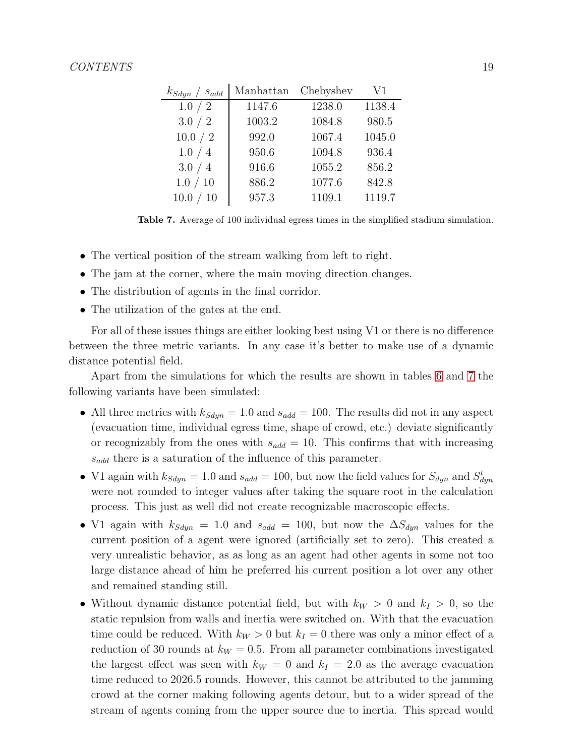| $k_{Sdyn}$ / $s_{add}$ | Manhattan | Chebyshev | V1 |
|---|---|---|---|
| 1.0 / 2 | 1147.6 | 1238.0 | 1138.4 |
| 3.0 / 2 | 1003.2 | 1084.8 | 980.5 |
| 10.0 / 2 | 992.0 | 1067.4 | 1045.0 |
| 1.0 / 4 | 950.6 | 1094.8 | 936.4 |
| 3.0 / 4 | 916.6 | 1055.2 | 856.2 |
| 1.0 / 10 | 886.2 | 1077.6 | 842.8 |
| 10.0 / 10 | 957.3 | 1109.1 | 1119.7 |

**Table 7.** Average of 100 individual egress times in the simplified stadium simulation.

- The vertical position of the stream walking from left to right.
- The jam at the corner, where the main moving direction changes.
- The distribution of agents in the final corridor.
- The utilization of the gates at the end.

For all of these issues things are either looking best using V1 or there is no difference between the three metric variants. In any case it's better to make use of a dynamic distance potential field.

Apart from the simulations for which the results are shown in tables 6 and 7 the following variants have been simulated:

- All three metrics with $k_{Sdyn} = 1.0$ and $s_{add} = 100$. The results did not in any aspect (evacuation time, individual egress time, shape of crowd, etc.) deviate significantly or recognizably from the ones with $s_{add} = 10$. This confirms that with increasing $s_{add}$ there is a saturation of the influence of this parameter.
- V1 again with $k_{Sdyn} = 1.0$ and $s_{add} = 100$, but now the field values for $S_{dyn}$ and $S^t_{dyn}$ were not rounded to integer values after taking the square root in the calculation process. This just as well did not create recognizable macroscopic effects.
- V1 again with $k_{Sdyn} = 1.0$ and $s_{add} = 100$, but now the $\Delta S_{dyn}$ values for the current position of a agent were ignored (artificially set to zero). This created a very unrealistic behavior, as as long as an agent had other agents in some not too large distance ahead of him he preferred his current position a lot over any other and remained standing still.
- Without dynamic distance potential field, but with $k_W > 0$ and $k_I > 0$, so the static repulsion from walls and inertia were switched on. With that the evacuation time could be reduced. With $k_W > 0$ but $k_I = 0$ there was only a minor effect of a reduction of 30 rounds at $k_W = 0.5$. From all parameter combinations investigated the largest effect was seen with $k_W = 0$ and $k_I = 2.0$ as the average evacuation time reduced to 2026.5 rounds. However, this cannot be attributed to the jamming crowd at the corner making following agents detour, but to a wider spread of the stream of agents coming from the upper source due to inertia. This spread would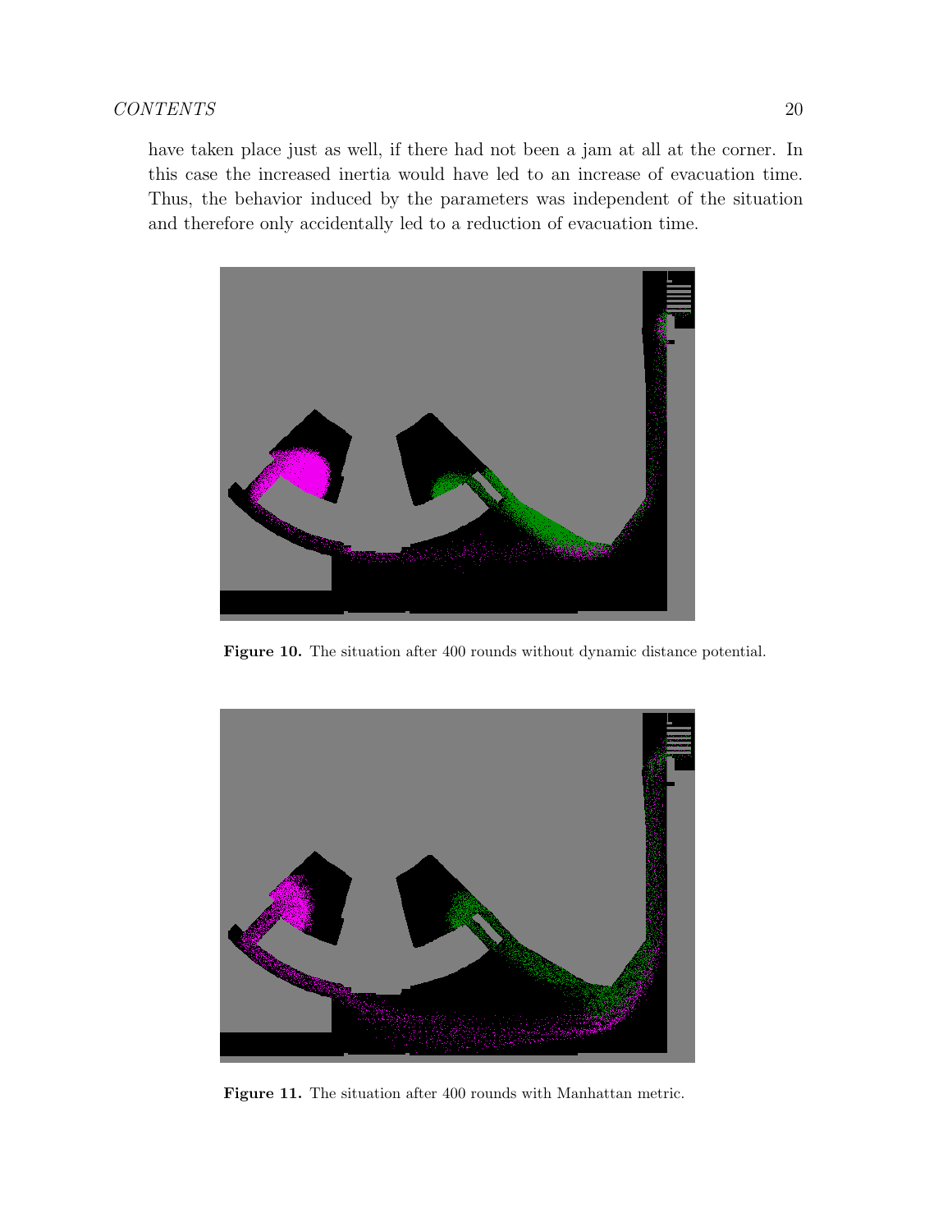have taken place just as well, if there had not been a jam at all at the corner. In this case the increased inertia would have led to an increase of evacuation time. Thus, the behavior induced by the parameters was independent of the situation and therefore only accidentally led to a reduction of evacuation time.

**Figure 10.** The situation after 400 rounds without dynamic distance potential.

**Figure 11.** The situation after 400 rounds with Manhattan metric.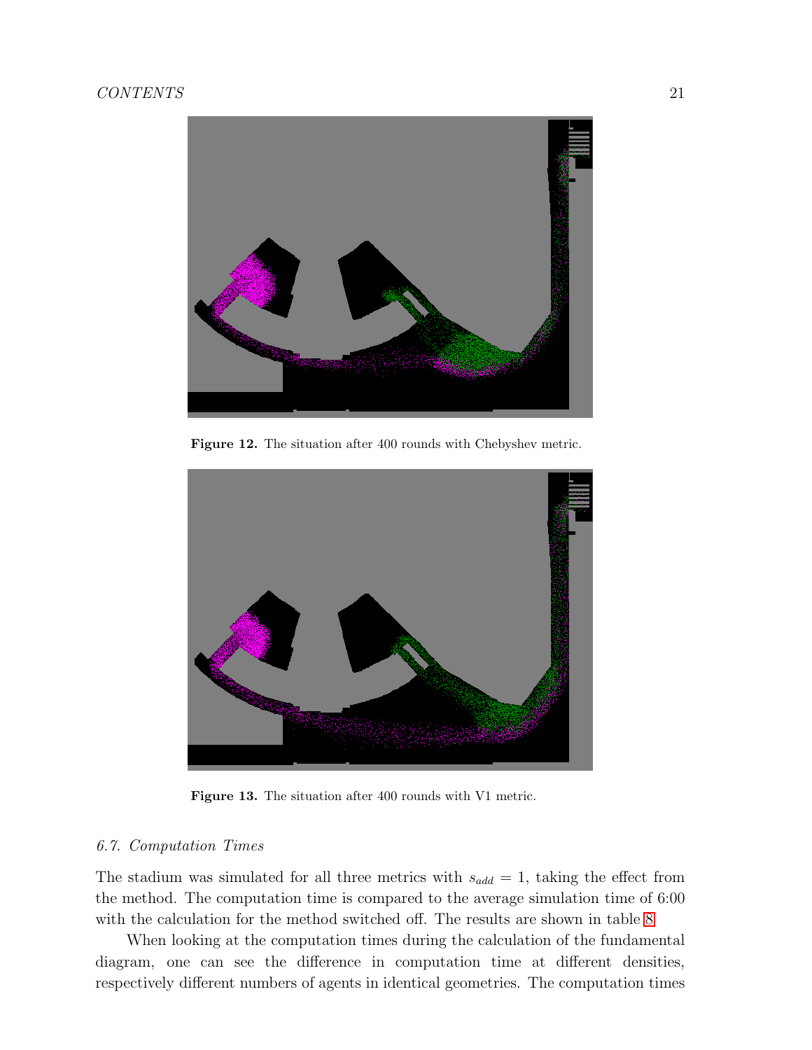**Figure 12.** The situation after 400 rounds with Chebyshev metric.

**Figure 13.** The situation after 400 rounds with V1 metric.

### *6.7. Computation Times*

The stadium was simulated for all three metrics with $s_{add} = 1$, taking the effect from the method. The computation time is compared to the average simulation time of 6:00 with the calculation for the method switched off. The results are shown in table 8.

When looking at the computation times during the calculation of the fundamental diagram, one can see the difference in computation time at different densities, respectively different numbers of agents in identical geometries. The computation times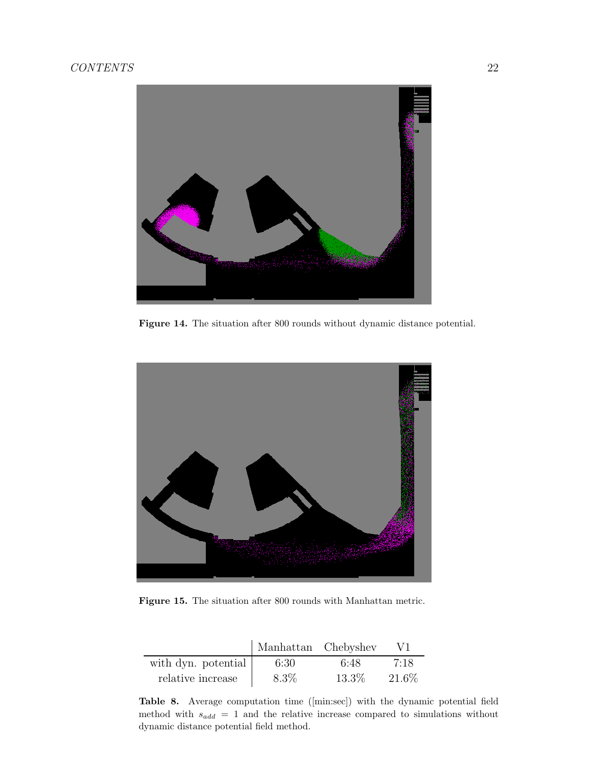Figure 14. The situation after 800 rounds without dynamic distance potential.

Figure 15. The situation after 800 rounds with Manhattan metric.

| | Manhattan | Chebyshev | V1 |
|---|---|---|---|
| with dyn. potential | 6:30 | 6:48 | 7:18 |
| relative increase | 8.3% | 13.3% | 21.6% |

**Table 8.** Average computation time ([min:sec]) with the dynamic potential field method with $s_{add} = 1$ and the relative increase compared to simulations without dynamic distance potential field method.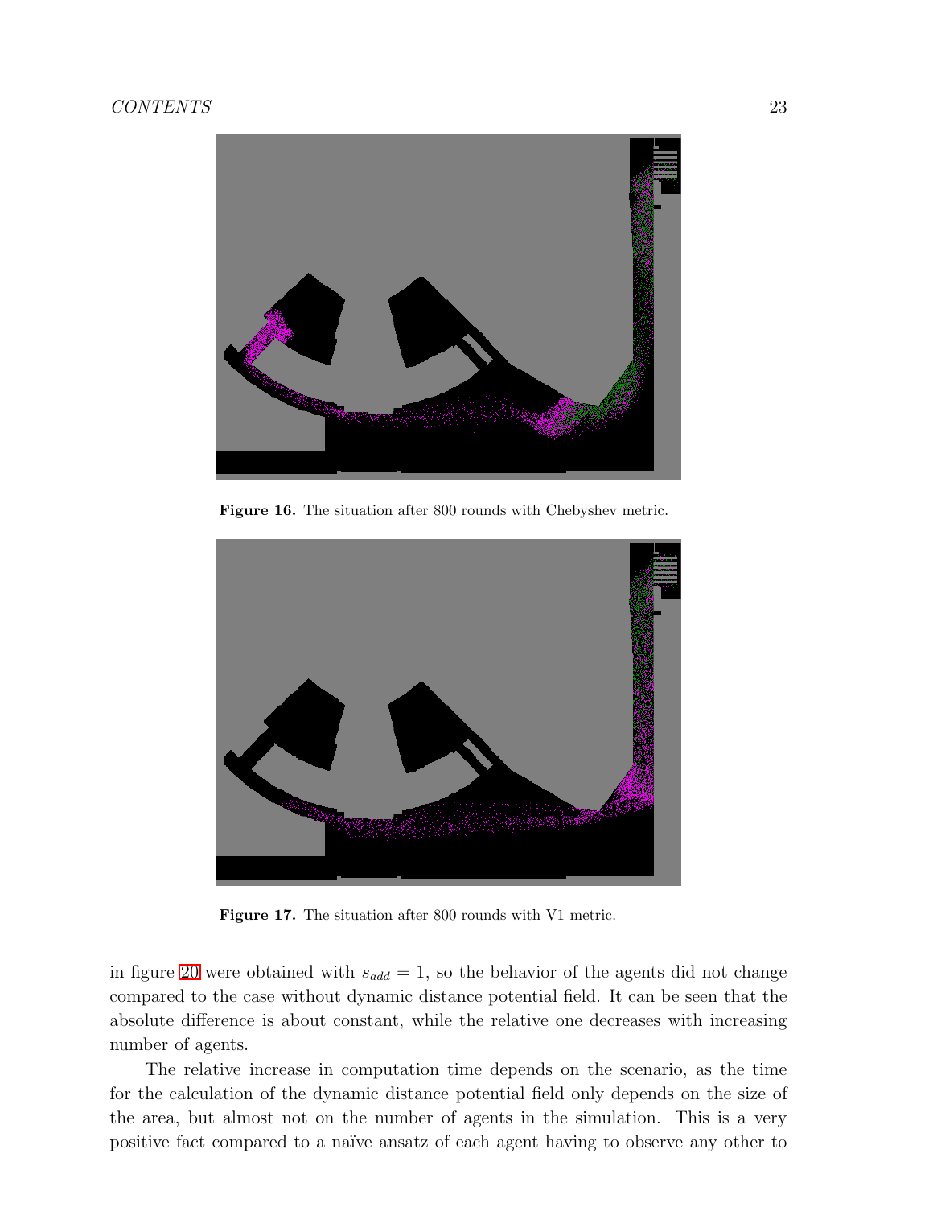Figure 16. The situation after 800 rounds with Chebyshev metric.

Figure 17. The situation after 800 rounds with V1 metric.

in figure 20 were obtained with $s_{add} = 1$, so the behavior of the agents did not change compared to the case without dynamic distance potential field. It can be seen that the absolute difference is about constant, while the relative one decreases with increasing number of agents.

The relative increase in computation time depends on the scenario, as the time for the calculation of the dynamic distance potential field only depends on the size of the area, but almost not on the number of agents in the simulation. This is a very positive fact compared to a naïve ansatz of each agent having to observe any other to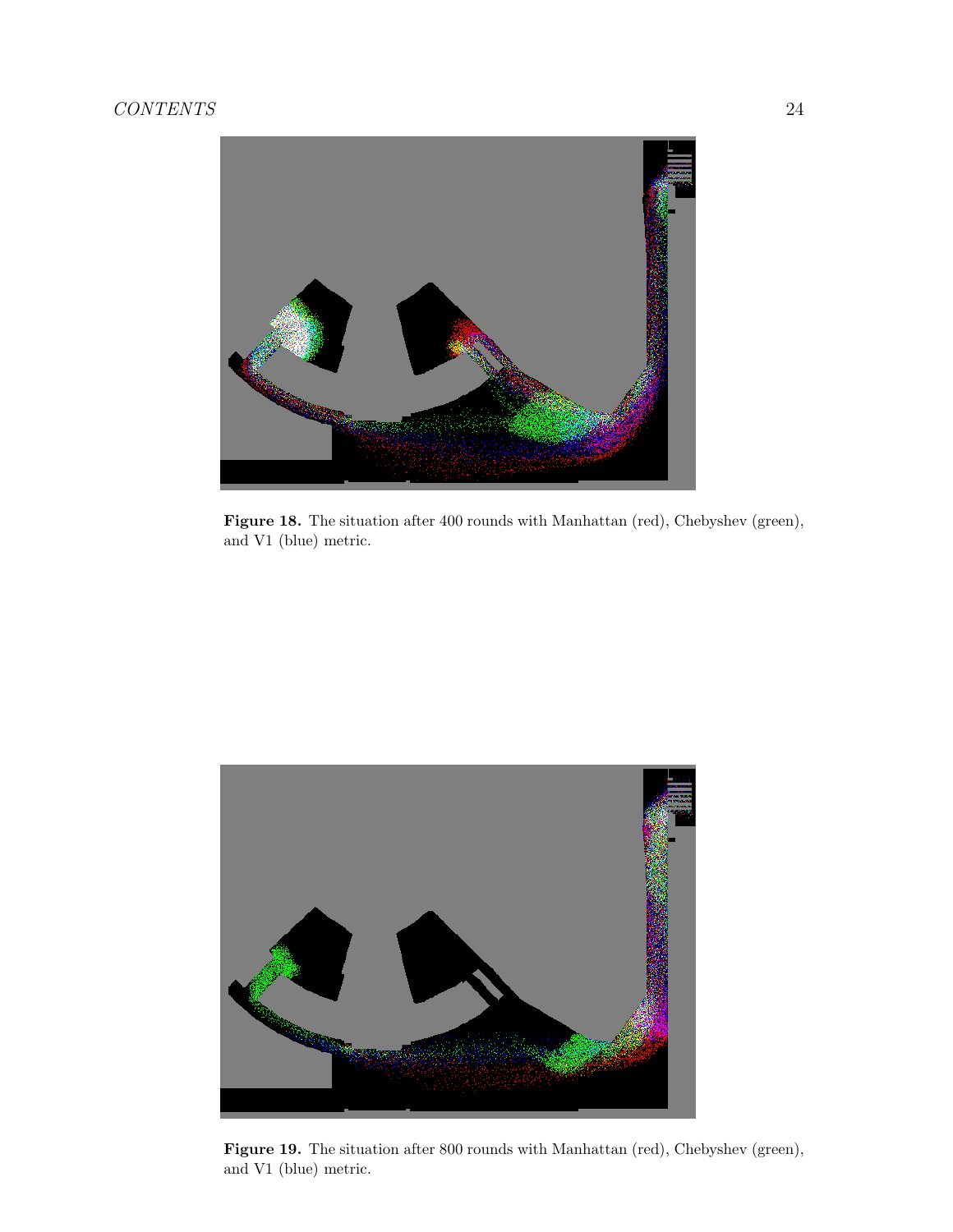**Figure 18.** The situation after 400 rounds with Manhattan (red), Chebyshev (green), and V1 (blue) metric.

**Figure 19.** The situation after 800 rounds with Manhattan (red), Chebyshev (green), and V1 (blue) metric.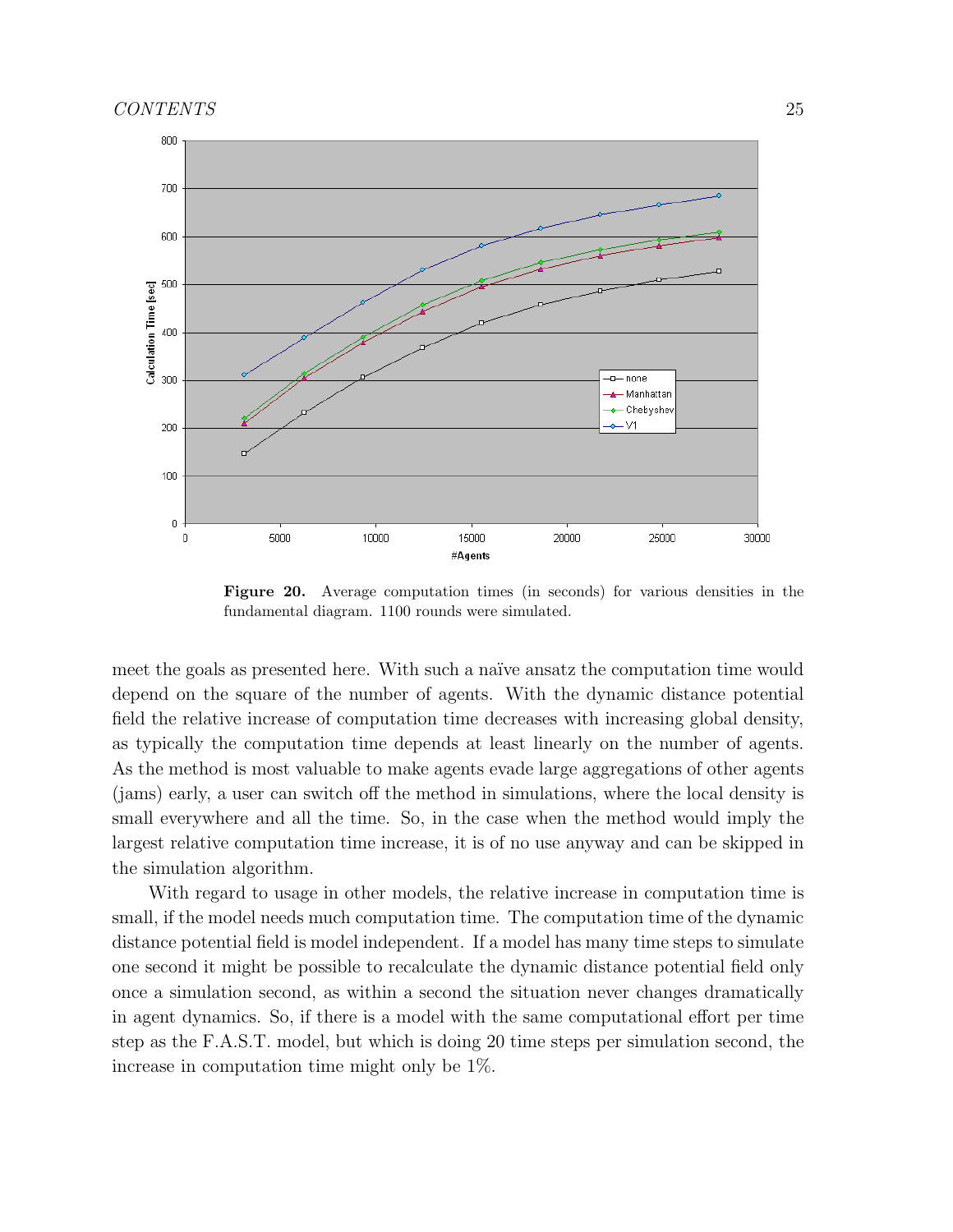**Figure 20.** Average computation times (in seconds) for various densities in the fundamental diagram. 1100 rounds were simulated.

meet the goals as presented here. With such a naïve ansatz the computation time would depend on the square of the number of agents. With the dynamic distance potential field the relative increase of computation time decreases with increasing global density, as typically the computation time depends at least linearly on the number of agents. As the method is most valuable to make agents evade large aggregations of other agents (jams) early, a user can switch off the method in simulations, where the local density is small everywhere and all the time. So, in the case when the method would imply the largest relative computation time increase, it is of no use anyway and can be skipped in the simulation algorithm.

With regard to usage in other models, the relative increase in computation time is small, if the model needs much computation time. The computation time of the dynamic distance potential field is model independent. If a model has many time steps to simulate one second it might be possible to recalculate the dynamic distance potential field only once a simulation second, as within a second the situation never changes dramatically in agent dynamics. So, if there is a model with the same computational effort per time step as the F.A.S.T. model, but which is doing 20 time steps per simulation second, the increase in computation time might only be 1%.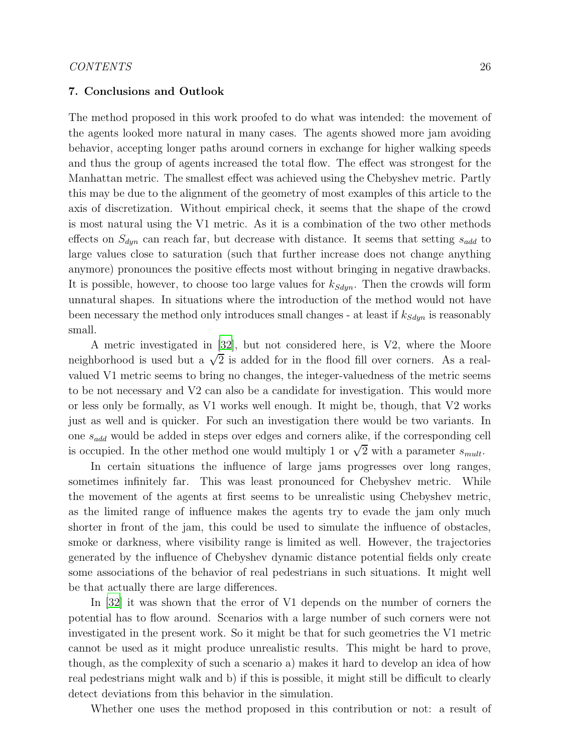## 7. Conclusions and Outlook

The method proposed in this work proofed to do what was intended: the movement of the agents looked more natural in many cases. The agents showed more jam avoiding behavior, accepting longer paths around corners in exchange for higher walking speeds and thus the group of agents increased the total flow. The effect was strongest for the Manhattan metric. The smallest effect was achieved using the Chebyshev metric. Partly this may be due to the alignment of the geometry of most examples of this article to the axis of discretization. Without empirical check, it seems that the shape of the crowd is most natural using the V1 metric. As it is a combination of the two other methods effects on $S_{dyn}$ can reach far, but decrease with distance. It seems that setting $s_{add}$ to large values close to saturation (such that further increase does not change anything anymore) pronounces the positive effects most without bringing in negative drawbacks. It is possible, however, to choose too large values for $k_{Sdyn}$. Then the crowds will form unnatural shapes. In situations where the introduction of the method would not have been necessary the method only introduces small changes - at least if $k_{Sdyn}$ is reasonably small.

A metric investigated in [32], but not considered here, is V2, where the Moore neighborhood is used but a $\sqrt{2}$ is added for in the flood fill over corners. As a real-valued V1 metric seems to bring no changes, the integer-valuedness of the metric seems to be not necessary and V2 can also be a candidate for investigation. This would more or less only be formally, as V1 works well enough. It might be, though, that V2 works just as well and is quicker. For such an investigation there would be two variants. In one $s_{add}$ would be added in steps over edges and corners alike, if the corresponding cell is occupied. In the other method one would multiply 1 or $\sqrt{2}$ with a parameter $s_{mult}$.

In certain situations the influence of large jams progresses over long ranges, sometimes infinitely far. This was least pronounced for Chebyshev metric. While the movement of the agents at first seems to be unrealistic using Chebyshev metric, as the limited range of influence makes the agents try to evade the jam only much shorter in front of the jam, this could be used to simulate the influence of obstacles, smoke or darkness, where visibility range is limited as well. However, the trajectories generated by the influence of Chebyshev dynamic distance potential fields only create some associations of the behavior of real pedestrians in such situations. It might well be that actually there are large differences.

In [32] it was shown that the error of V1 depends on the number of corners the potential has to flow around. Scenarios with a large number of such corners were not investigated in the present work. So it might be that for such geometries the V1 metric cannot be used as it might produce unrealistic results. This might be hard to prove, though, as the complexity of such a scenario a) makes it hard to develop an idea of how real pedestrians might walk and b) if this is possible, it might still be difficult to clearly detect deviations from this behavior in the simulation.

Whether one uses the method proposed in this contribution or not: a result of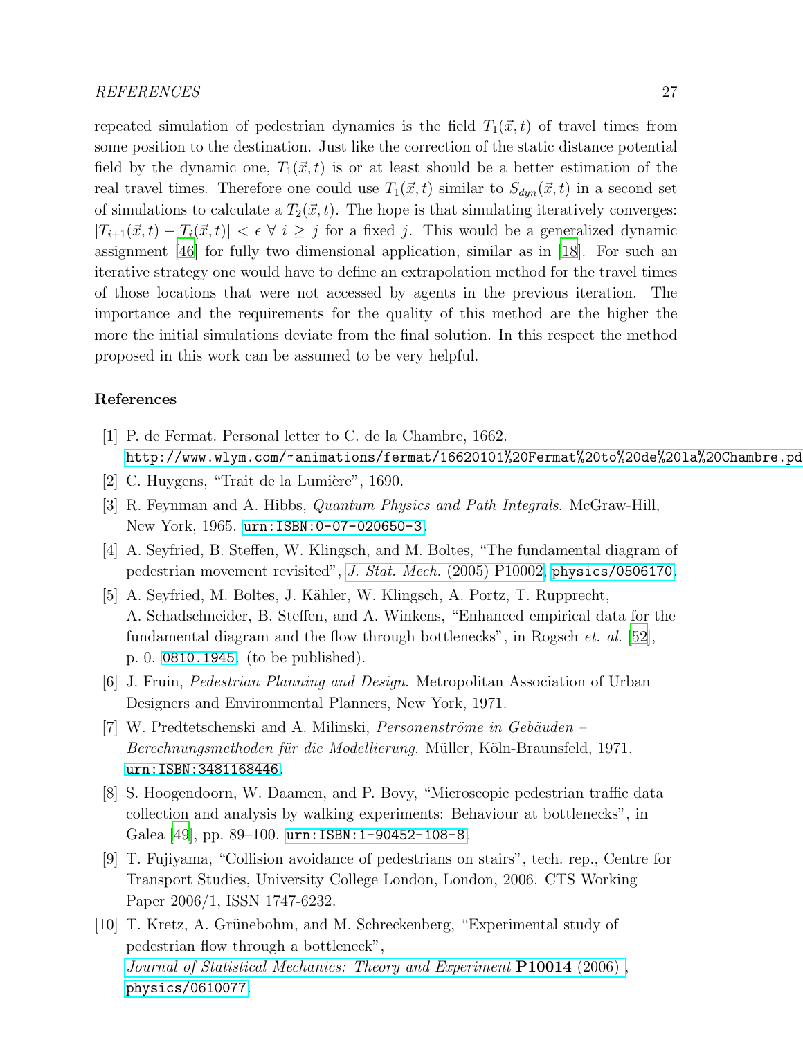repeated simulation of pedestrian dynamics is the field $T_1(\vec{x}, t)$ of travel times from some position to the destination. Just like the correction of the static distance potential field by the dynamic one, $T_1(\vec{x}, t)$ is or at least should be a better estimation of the real travel times. Therefore one could use $T_1(\vec{x}, t)$ similar to $S_{dyn}(\vec{x}, t)$ in a second set of simulations to calculate a $T_2(\vec{x}, t)$. The hope is that simulating iteratively converges: $|T_{i+1}(\vec{x}, t) - T_i(\vec{x}, t)| < \epsilon \ \forall \ i \geq j$ for a fixed $j$. This would be a generalized dynamic assignment [46] for fully two dimensional application, similar as in [18]. For such an iterative strategy one would have to define an extrapolation method for the travel times of those locations that were not accessed by agents in the previous iteration. The importance and the requirements for the quality of this method are the higher the more the initial simulations deviate from the final solution. In this respect the method proposed in this work can be assumed to be very helpful.

## References

[1] P. de Fermat. Personal letter to C. de la Chambre, 1662. http://www.wlym.com/~animations/fermat/16620101%20Fermat%20to%20de%20la%20Chambre.pd

[2] C. Huygens, "Trait de la Lumière", 1690.

[3] R. Feynman and A. Hibbs, *Quantum Physics and Path Integrals*. McGraw-Hill, New York, 1965. urn:ISBN:0-07-020650-3.

[4] A. Seyfried, B. Steffen, W. Klingsch, and M. Boltes, "The fundamental diagram of pedestrian movement revisited", *J. Stat. Mech.* (2005) P10002, physics/0506170.

[5] A. Seyfried, M. Boltes, J. Kähler, W. Klingsch, A. Portz, T. Rupprecht, A. Schadschneider, B. Steffen, and A. Winkens, "Enhanced empirical data for the fundamental diagram and the flow through bottlenecks", in Rogsch *et. al.* [52], p. 0. 0810.1945. (to be published).

[6] J. Fruin, *Pedestrian Planning and Design*. Metropolitan Association of Urban Designers and Environmental Planners, New York, 1971.

[7] W. Predtetschenski and A. Milinski, *Personenströme in Gebäuden – Berechnungsmethoden für die Modellierung*. Müller, Köln-Braunsfeld, 1971. urn:ISBN:3481168446.

[8] S. Hoogendoorn, W. Daamen, and P. Bovy, "Microscopic pedestrian traffic data collection and analysis by walking experiments: Behaviour at bottlenecks", in Galea [49], pp. 89–100. urn:ISBN:1-90452-108-8.

[9] T. Fujiyama, "Collision avoidance of pedestrians on stairs", tech. rep., Centre for Transport Studies, University College London, London, 2006. CTS Working Paper 2006/1, ISSN 1747-6232.

[10] T. Kretz, A. Grünebohm, and M. Schreckenberg, "Experimental study of pedestrian flow through a bottleneck", *Journal of Statistical Mechanics: Theory and Experiment* **P10014** (2006) , physics/0610077.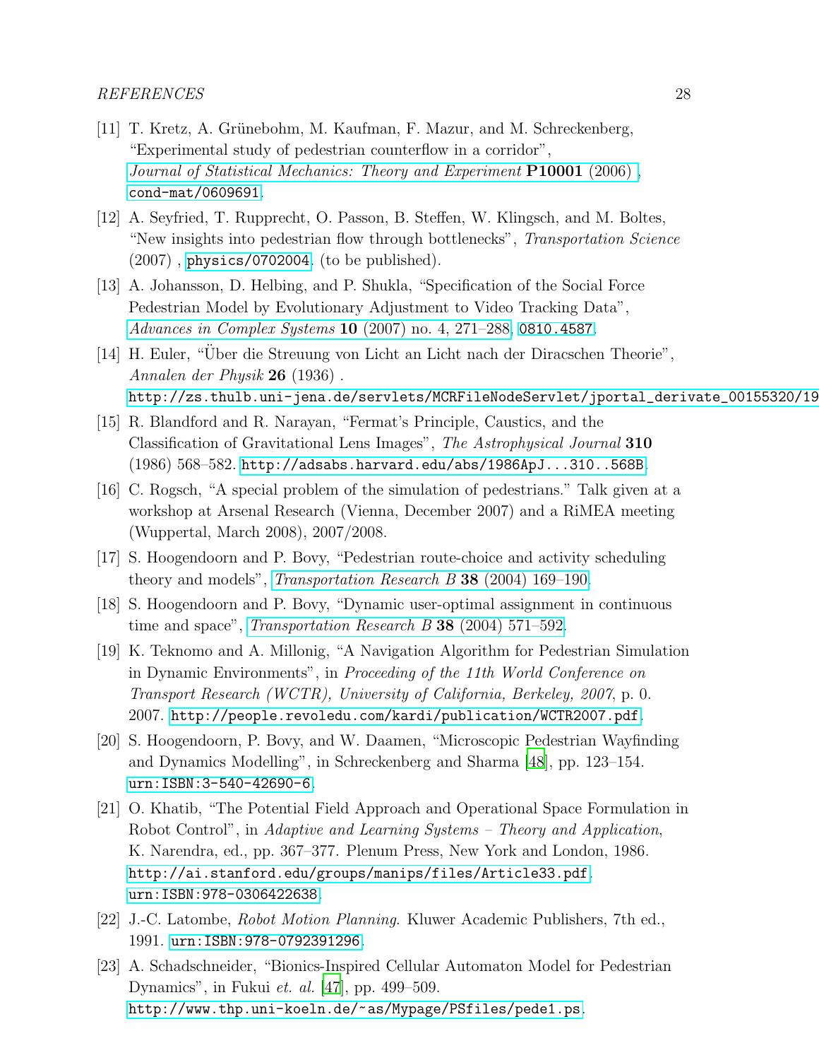[11] T. Kretz, A. Grünebohm, M. Kaufman, F. Mazur, and M. Schreckenberg, "Experimental study of pedestrian counterflow in a corridor", *Journal of Statistical Mechanics: Theory and Experiment* **P10001** (2006) , cond-mat/0609691.

[12] A. Seyfried, T. Rupprecht, O. Passon, B. Steffen, W. Klingsch, and M. Boltes, "New insights into pedestrian flow through bottlenecks", *Transportation Science* (2007) , physics/0702004. (to be published).

[13] A. Johansson, D. Helbing, and P. Shukla, "Specification of the Social Force Pedestrian Model by Evolutionary Adjustment to Video Tracking Data", *Advances in Complex Systems* **10** (2007) no. 4, 271–288, 0810.4587.

[14] H. Euler, "Über die Streuung von Licht an Licht nach der Diracschen Theorie", *Annalen der Physik* **26** (1936) . http://zs.thulb.uni-jena.de/servlets/MCRFileNodeServlet/jportal_derivate_00155320/19

[15] R. Blandford and R. Narayan, "Fermat's Principle, Caustics, and the Classification of Gravitational Lens Images", *The Astrophysical Journal* **310** (1986) 568–582. http://adsabs.harvard.edu/abs/1986ApJ...310..568B.

[16] C. Rogsch, "A special problem of the simulation of pedestrians." Talk given at a workshop at Arsenal Research (Vienna, December 2007) and a RiMEA meeting (Wuppertal, March 2008), 2007/2008.

[17] S. Hoogendoorn and P. Bovy, "Pedestrian route-choice and activity scheduling theory and models", *Transportation Research B* **38** (2004) 169–190.

[18] S. Hoogendoorn and P. Bovy, "Dynamic user-optimal assignment in continuous time and space", *Transportation Research B* **38** (2004) 571–592.

[19] K. Teknomo and A. Millonig, "A Navigation Algorithm for Pedestrian Simulation in Dynamic Environments", in *Proceeding of the 11th World Conference on Transport Research (WCTR), University of California, Berkeley, 2007*, p. 0. 2007. http://people.revoledu.com/kardi/publication/WCTR2007.pdf.

[20] S. Hoogendoorn, P. Bovy, and W. Daamen, "Microscopic Pedestrian Wayfinding and Dynamics Modelling", in Schreckenberg and Sharma [48], pp. 123–154. urn:ISBN:3-540-42690-6.

[21] O. Khatib, "The Potential Field Approach and Operational Space Formulation in Robot Control", in *Adaptive and Learning Systems – Theory and Application*, K. Narendra, ed., pp. 367–377. Plenum Press, New York and London, 1986. http://ai.stanford.edu/groups/manips/files/Article33.pdf. urn:ISBN:978-0306422638.

[22] J.-C. Latombe, *Robot Motion Planning*. Kluwer Academic Publishers, 7th ed., 1991. urn:ISBN:978-0792391296.

[23] A. Schadschneider, "Bionics-Inspired Cellular Automaton Model for Pedestrian Dynamics", in Fukui *et. al.* [47], pp. 499–509. http://www.thp.uni-koeln.de/~as/Mypage/PSfiles/pede1.ps.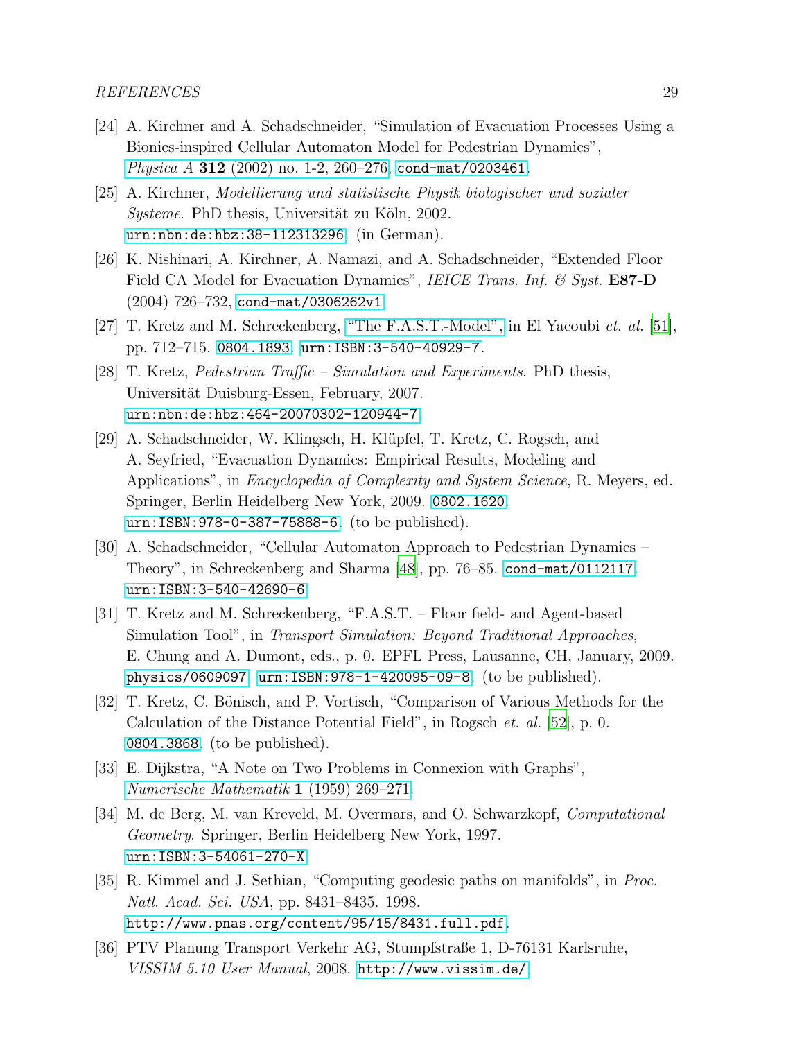[24] A. Kirchner and A. Schadschneider, “Simulation of Evacuation Processes Using a Bionics-inspired Cellular Automaton Model for Pedestrian Dynamics”, *Physica A* **312** (2002) no. 1-2, 260–276, `cond-mat/0203461`.

[25] A. Kirchner, *Modellierung und statistische Physik biologischer und sozialer Systeme*. PhD thesis, Universität zu Köln, 2002. `urn:nbn:de:hbz:38-112313296`. (in German).

[26] K. Nishinari, A. Kirchner, A. Namazi, and A. Schadschneider, “Extended Floor Field CA Model for Evacuation Dynamics”, *IEICE Trans. Inf. & Syst.* **E87-D** (2004) 726–732, `cond-mat/0306262v1`.

[27] T. Kretz and M. Schreckenberg, “The F.A.S.T.-Model”, in El Yacoubi *et. al.* [51], pp. 712–715. `0804.1893`. `urn:ISBN:3-540-40929-7`.

[28] T. Kretz, *Pedestrian Traffic – Simulation and Experiments*. PhD thesis, Universität Duisburg-Essen, February, 2007. `urn:nbn:de:hbz:464-20070302-120944-7`.

[29] A. Schadschneider, W. Klingsch, H. Klüpfel, T. Kretz, C. Rogsch, and A. Seyfried, “Evacuation Dynamics: Empirical Results, Modeling and Applications”, in *Encyclopedia of Complexity and System Science*, R. Meyers, ed. Springer, Berlin Heidelberg New York, 2009. `0802.1620`. `urn:ISBN:978-0-387-75888-6`. (to be published).

[30] A. Schadschneider, “Cellular Automaton Approach to Pedestrian Dynamics – Theory”, in Schreckenberg and Sharma [48], pp. 76–85. `cond-mat/0112117`. `urn:ISBN:3-540-42690-6`.

[31] T. Kretz and M. Schreckenberg, “F.A.S.T. – Floor field- and Agent-based Simulation Tool”, in *Transport Simulation: Beyond Traditional Approaches*, E. Chung and A. Dumont, eds., p. 0. EPFL Press, Lausanne, CH, January, 2009. `physics/0609097`. `urn:ISBN:978-1-420095-09-8`. (to be published).

[32] T. Kretz, C. Bönisch, and P. Vortisch, “Comparison of Various Methods for the Calculation of the Distance Potential Field”, in Rogsch *et. al.* [52], p. 0. `0804.3868`. (to be published).

[33] E. Dijkstra, “A Note on Two Problems in Connexion with Graphs”, *Numerische Mathematik* **1** (1959) 269–271.

[34] M. de Berg, M. van Kreveld, M. Overmars, and O. Schwarzkopf, *Computational Geometry*. Springer, Berlin Heidelberg New York, 1997. `urn:ISBN:3-54061-270-X`.

[35] R. Kimmel and J. Sethian, “Computing geodesic paths on manifolds”, in *Proc. Natl. Acad. Sci. USA*, pp. 8431–8435. 1998. `http://www.pnas.org/content/95/15/8431.full.pdf`.

[36] PTV Planung Transport Verkehr AG, Stumpfstraße 1, D-76131 Karlsruhe, *VISSIM 5.10 User Manual*, 2008. `http://www.vissim.de/`.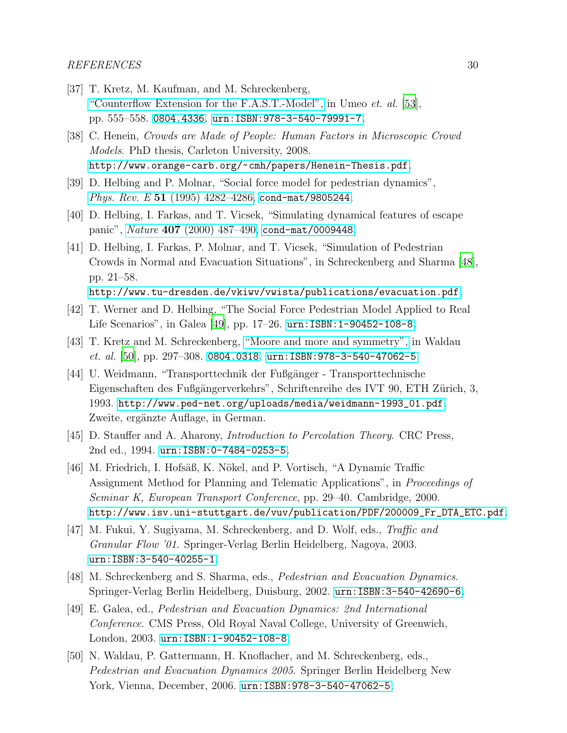[37] T. Kretz, M. Kaufman, and M. Schreckenberg, "Counterflow Extension for the F.A.S.T.-Model", in Umeo *et. al.* [53], pp. 555–558. 0804.4336. urn:ISBN:978-3-540-79991-7.

[38] C. Henein, *Crowds are Made of People: Human Factors in Microscopic Crowd Models*. PhD thesis, Carleton University, 2008. http://www.orange-carb.org/~cmh/papers/Henein-Thesis.pdf.

[39] D. Helbing and P. Molnar, "Social force model for pedestrian dynamics", *Phys. Rev. E* **51** (1995) 4282–4286, cond-mat/9805244.

[40] D. Helbing, I. Farkas, and T. Vicsek, "Simulating dynamical features of escape panic", *Nature* **407** (2000) 487–490, cond-mat/0009448.

[41] D. Helbing, I. Farkas, P. Molnar, and T. Vicsek, "Simulation of Pedestrian Crowds in Normal and Evacuation Situations", in Schreckenberg and Sharma [48], pp. 21–58. http://www.tu-dresden.de/vkiwv/vwista/publications/evacuation.pdf.

[42] T. Werner and D. Helbing, "The Social Force Pedestrian Model Applied to Real Life Scenarios", in Galea [49], pp. 17–26. urn:ISBN:1-90452-108-8.

[43] T. Kretz and M. Schreckenberg, "Moore and more and symmetry", in Waldau *et. al.* [50], pp. 297–308. 0804.0318. urn:ISBN:978-3-540-47062-5.

[44] U. Weidmann, "Transporttechnik der Fußgänger - Transporttechnische Eigenschaften des Fußgängerverkehrs", Schriftenreihe des IVT 90, ETH Zürich, 3, 1993. http://www.ped-net.org/uploads/media/weidmann-1993_01.pdf. Zweite, ergänzte Auflage, in German.

[45] D. Stauffer and A. Aharony, *Introduction to Percolation Theory*. CRC Press, 2nd ed., 1994. urn:ISBN:0-7484-0253-5.

[46] M. Friedrich, I. Hofsäß, K. Nökel, and P. Vortisch, "A Dynamic Traffic Assignment Method for Planning and Telematic Applications", in *Proceedings of Seminar K, European Transport Conference*, pp. 29–40. Cambridge, 2000. http://www.isv.uni-stuttgart.de/vuv/publication/PDF/200009_Fr_DTA_ETC.pdf.

[47] M. Fukui, Y. Sugiyama, M. Schreckenberg, and D. Wolf, eds., *Traffic and Granular Flow '01*. Springer-Verlag Berlin Heidelberg, Nagoya, 2003. urn:ISBN:3-540-40255-1.

[48] M. Schreckenberg and S. Sharma, eds., *Pedestrian and Evacuation Dynamics*. Springer-Verlag Berlin Heidelberg, Duisburg, 2002. urn:ISBN:3-540-42690-6.

[49] E. Galea, ed., *Pedestrian and Evacuation Dynamics: 2nd International Conference*. CMS Press, Old Royal Naval College, University of Greenwich, London, 2003. urn:ISBN:1-90452-108-8.

[50] N. Waldau, P. Gattermann, H. Knoflacher, and M. Schreckenberg, eds., *Pedestrian and Evacuation Dynamics 2005*. Springer Berlin Heidelberg New York, Vienna, December, 2006. urn:ISBN:978-3-540-47062-5.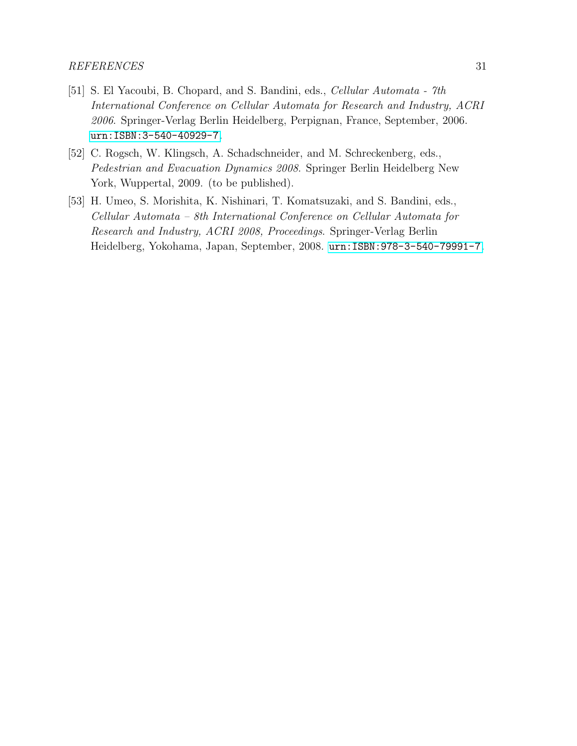[51] S. El Yacoubi, B. Chopard, and S. Bandini, eds., *Cellular Automata - 7th International Conference on Cellular Automata for Research and Industry, ACRI 2006*. Springer-Verlag Berlin Heidelberg, Perpignan, France, September, 2006. `urn:ISBN:3-540-40929-7`.

[52] C. Rogsch, W. Klingsch, A. Schadschneider, and M. Schreckenberg, eds., *Pedestrian and Evacuation Dynamics 2008*. Springer Berlin Heidelberg New York, Wuppertal, 2009. (to be published).

[53] H. Umeo, S. Morishita, K. Nishinari, T. Komatsuzaki, and S. Bandini, eds., *Cellular Automata – 8th International Conference on Cellular Automata for Research and Industry, ACRI 2008, Proceedings*. Springer-Verlag Berlin Heidelberg, Yokohama, Japan, September, 2008. `urn:ISBN:978-3-540-79991-7`.